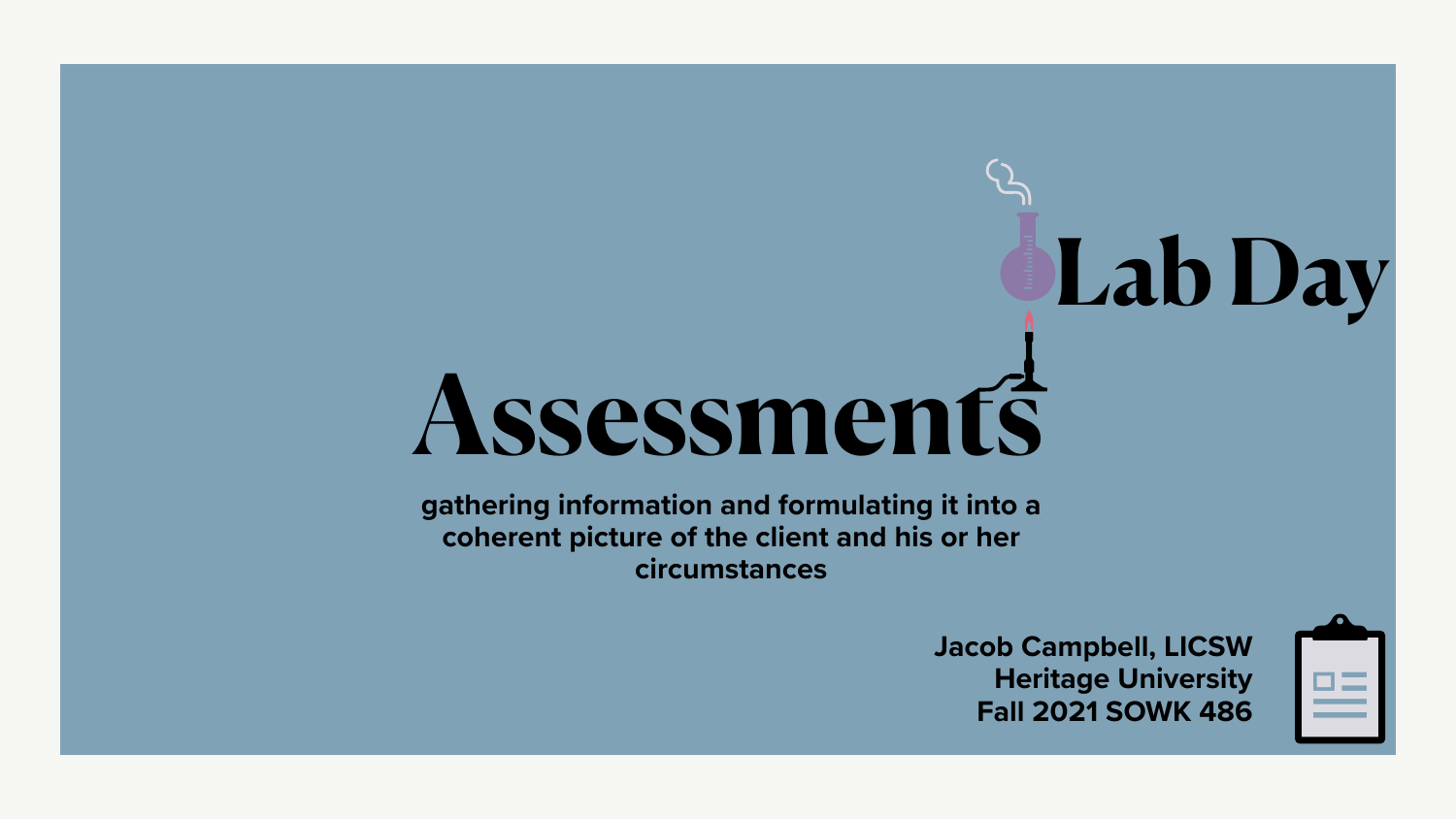# Lab Day

# Assessments

**gathering information and formulating it into a coherent picture of the client and his or her circumstances**

**Jacob Campbell, LICSW**
**Heritage University**
**Fall 2021 SOWK 486**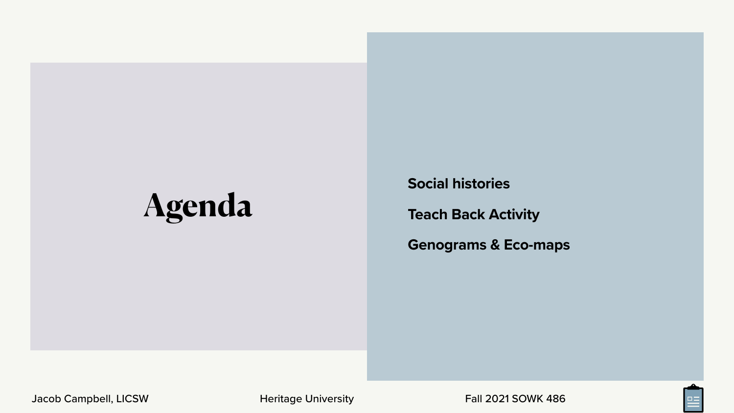# Agenda

- **Social histories**
- **Teach Back Activity**
- **Genograms & Eco-maps**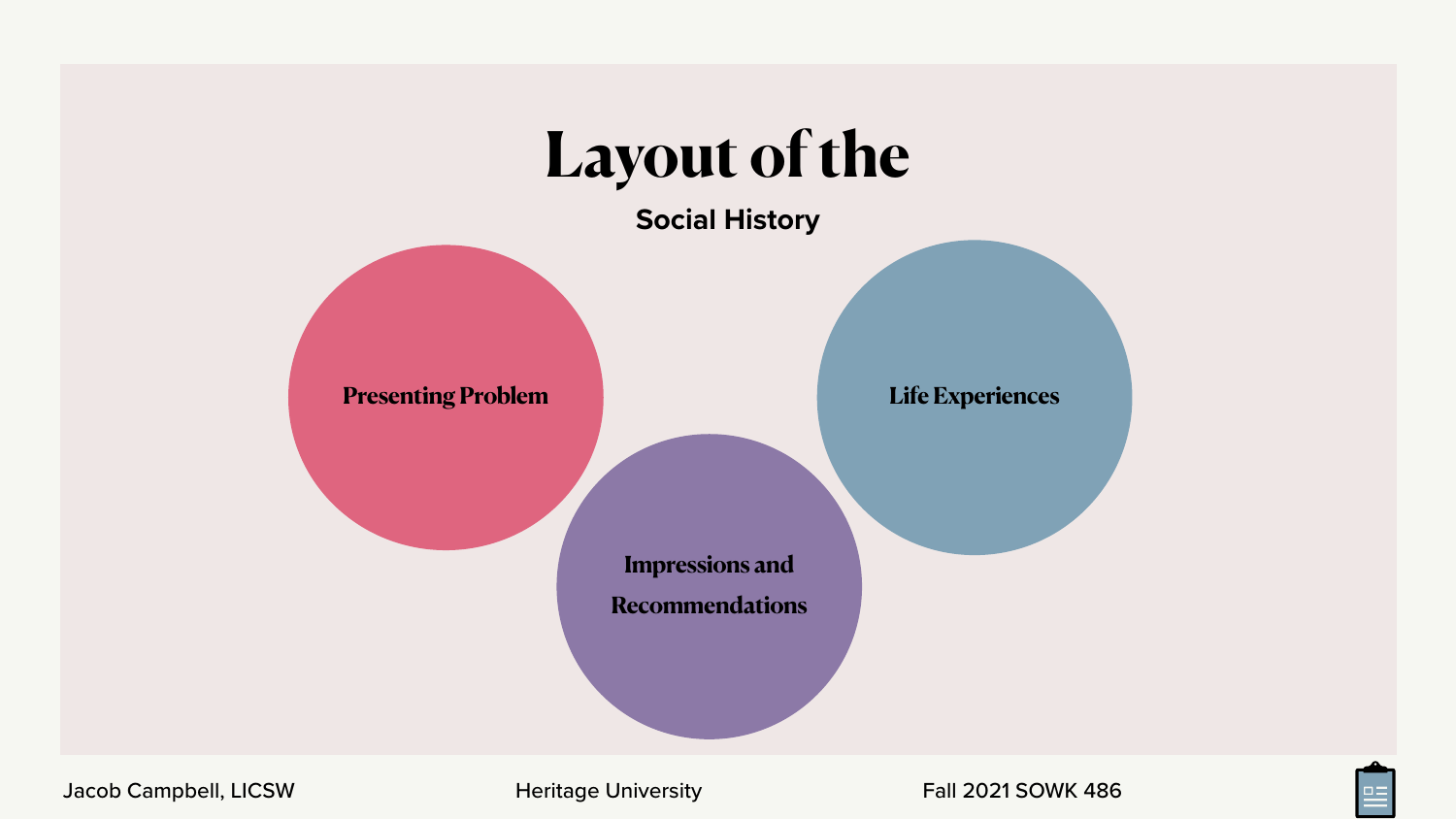# Layout of the

## Social History

- Presenting Problem
- Life Experiences
- Impressions and Recommendations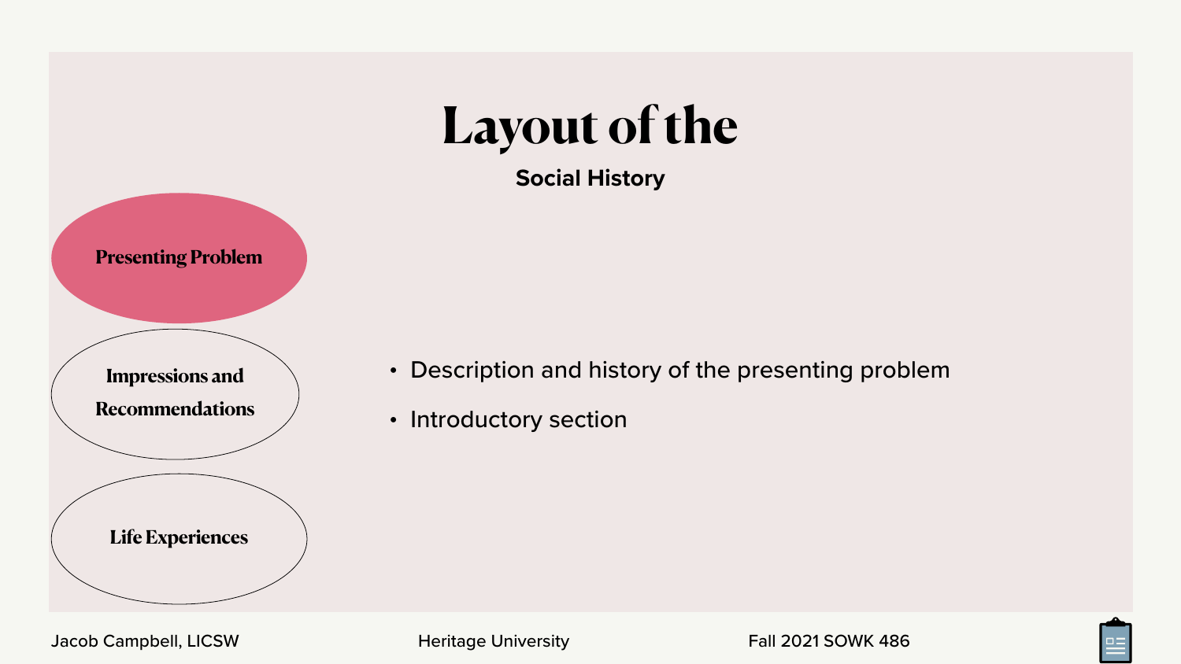# Layout of the

**Social History**

**Presenting Problem**

**Impressions and Recommendations**

**Life Experiences**

- Description and history of the presenting problem
- Introductory section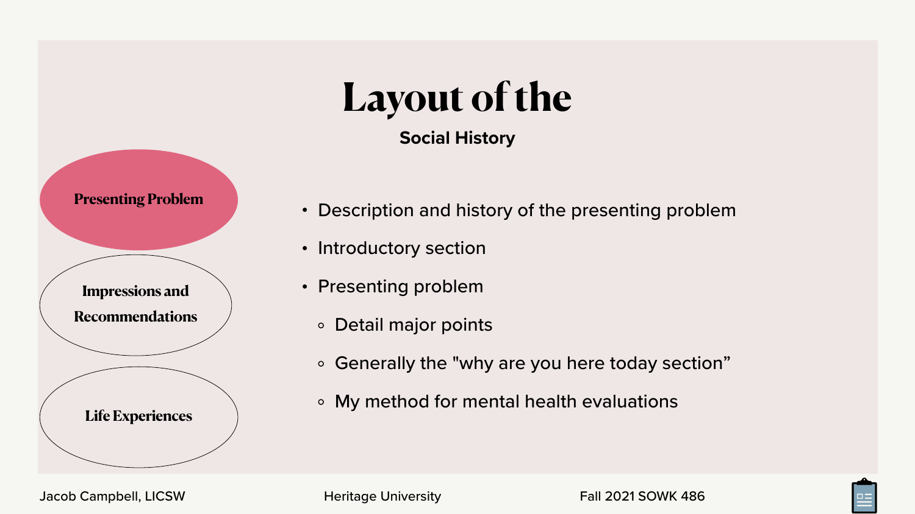# Layout of the

## Social History

**Presenting Problem**

**Impressions and Recommendations**

**Life Experiences**

- Description and history of the presenting problem
- Introductory section
- Presenting problem
  - Detail major points
  - Generally the "why are you here today section"
  - My method for mental health evaluations

Jacob Campbell, LICSW | Heritage University | Fall 2021 SOWK 486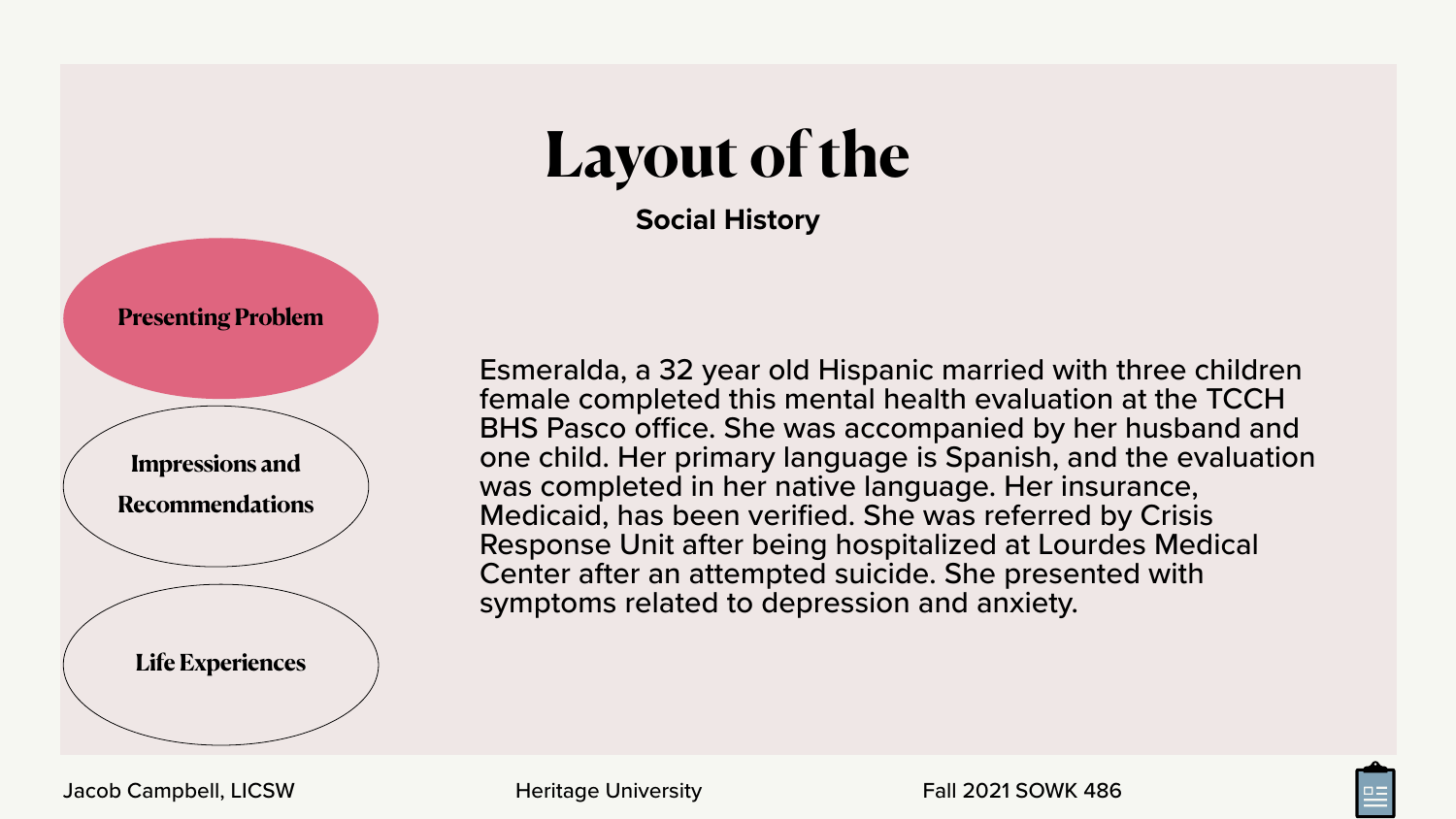# Layout of the

**Social History**

- **Presenting Problem**
- **Impressions and Recommendations**
- **Life Experiences**

Esmeralda, a 32 year old Hispanic married with three children female completed this mental health evaluation at the TCCH BHS Pasco office. She was accompanied by her husband and one child. Her primary language is Spanish, and the evaluation was completed in her native language. Her insurance, Medicaid, has been verified. She was referred by Crisis Response Unit after being hospitalized at Lourdes Medical Center after an attempted suicide. She presented with symptoms related to depression and anxiety.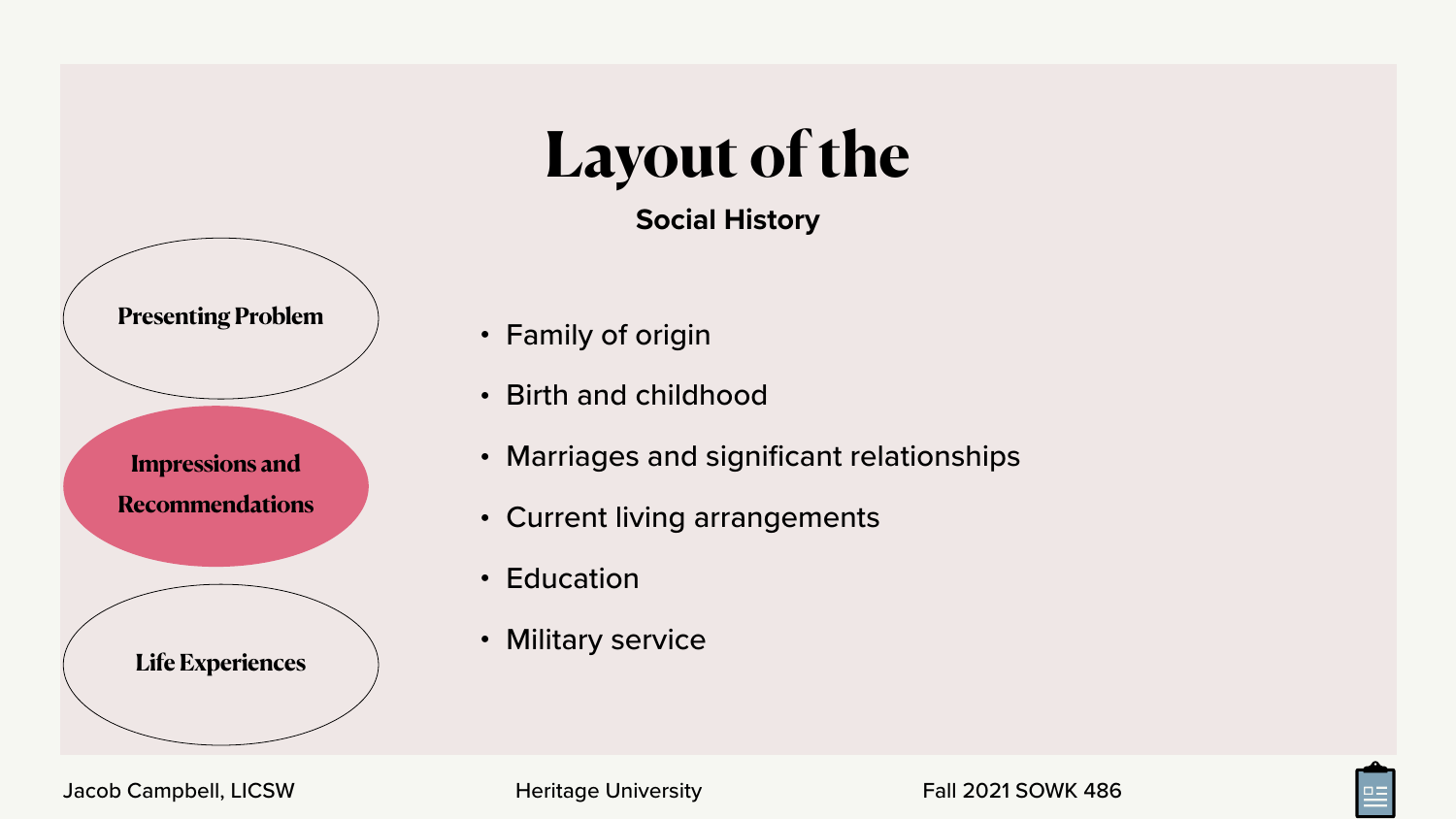# Layout of the

**Social History**

**Presenting Problem**

**Impressions and Recommendations**

**Life Experiences**

- Family of origin
- Birth and childhood
- Marriages and significant relationships
- Current living arrangements
- Education
- Military service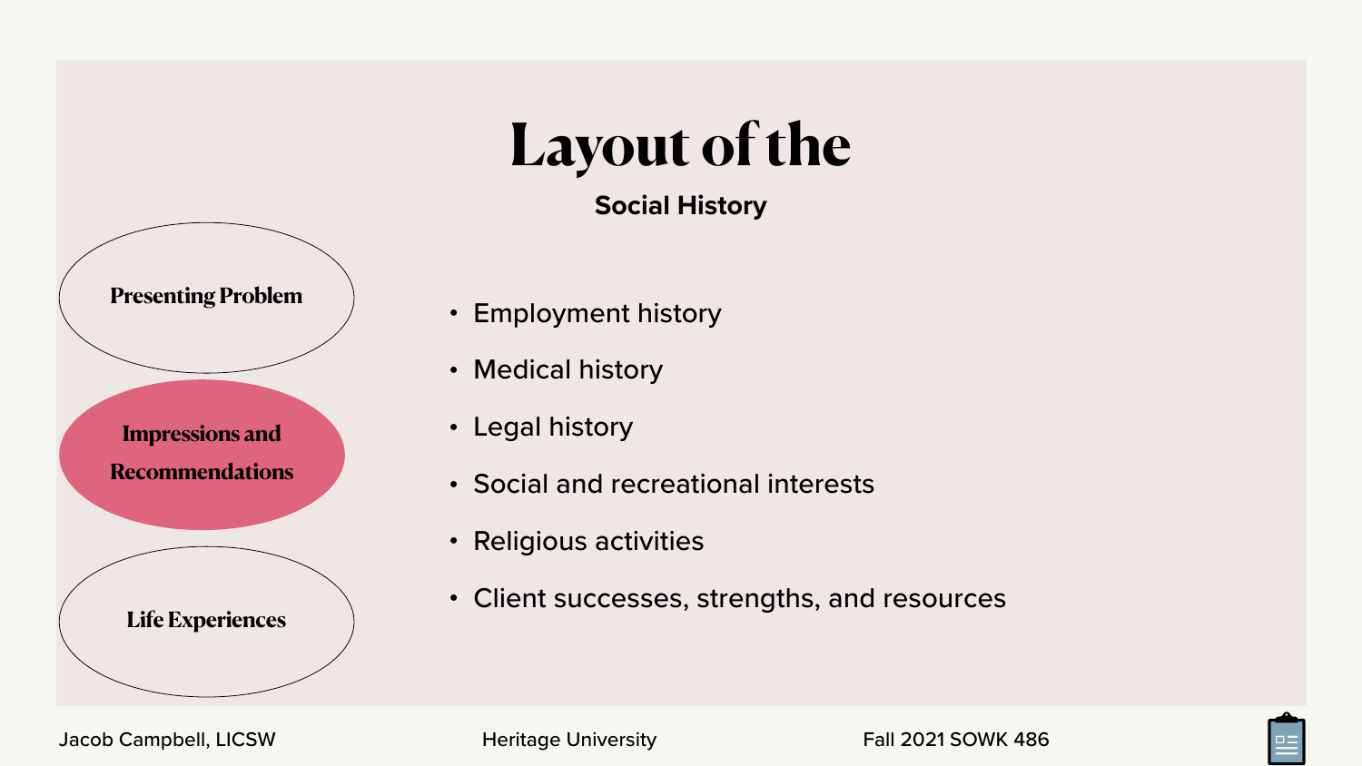# Layout of the

## Social History

**Presenting Problem**

**Impressions and Recommendations**

**Life Experiences**

- Employment history
- Medical history
- Legal history
- Social and recreational interests
- Religious activities
- Client successes, strengths, and resources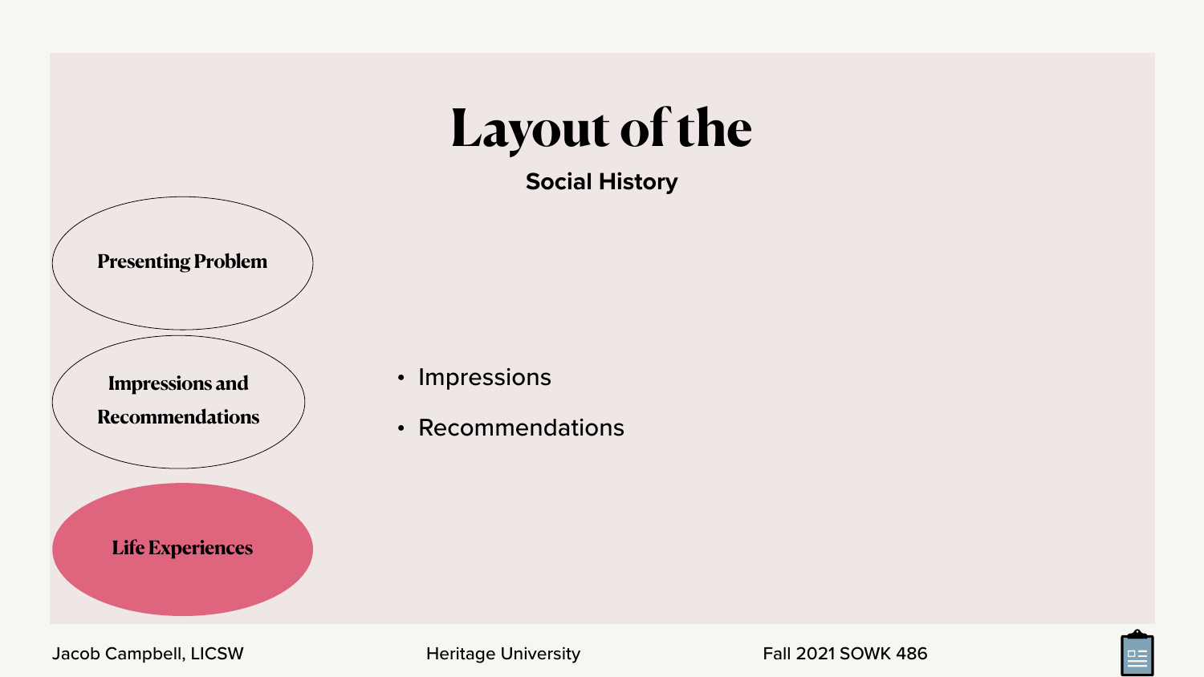# Layout of the

## Social History

**Presenting Problem**

**Impressions and Recommendations**

**Life Experiences**

- Impressions
- Recommendations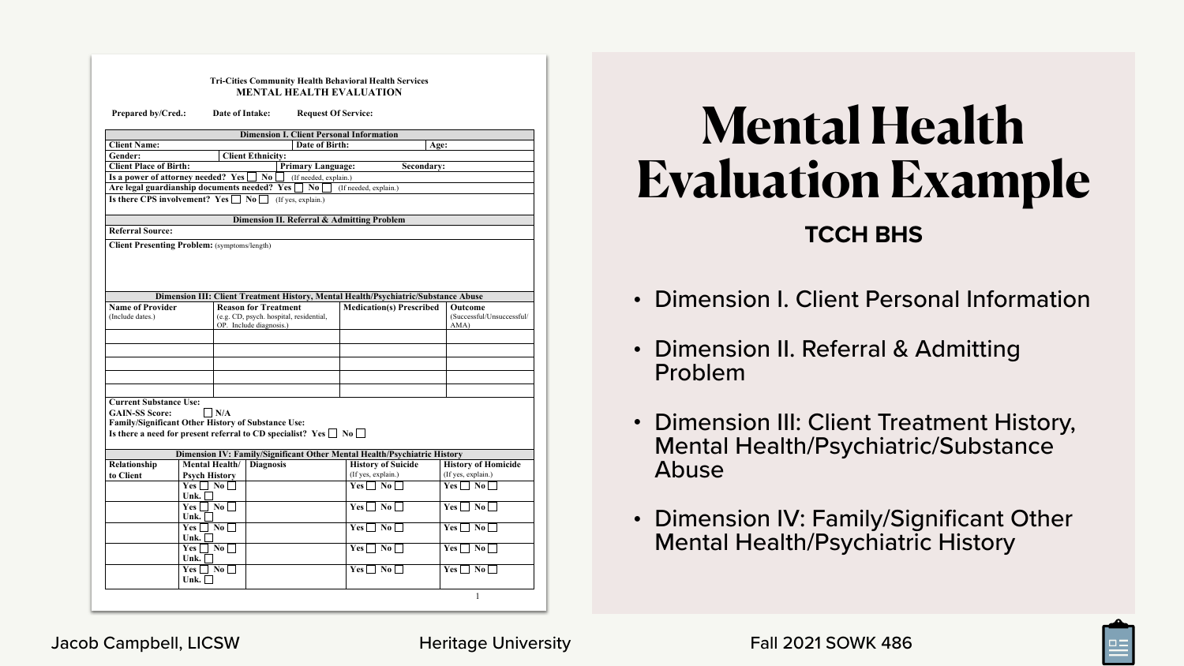Tri-Cities Community Health Behavioral Health Services
**MENTAL HEALTH EVALUATION**

**Prepared by/Cred.:** **Date of Intake:** **Request Of Service:**

| Dimension I. Client Personal Information | | | |
|---|---|---|---|
| **Client Name:** | | **Date of Birth:** | **Age:** |
| **Gender:** | **Client Ethnicity:** | | |
| **Client Place of Birth:** | | **Primary Language:** | **Secondary:** |
| **Is a power of attorney needed? Yes ☐ No ☐** (If needed, explain.) | | | |
| **Are legal guardianship documents needed? Yes ☐ No ☐** (If needed, explain.) | | | |
| **Is there CPS involvement? Yes ☐ No ☐** (If yes, explain.) | | | |

| Dimension II. Referral & Admitting Problem |
|---|
| **Referral Source:** |
| **Client Presenting Problem:** (symptoms/length) |

| Dimension III: Client Treatment History, Mental Health/Psychiatric/Substance Abuse | | | |
|---|---|---|---|
| **Name of Provider** (Include dates.) | **Reason for Treatment** (e.g. CD, psych. hospital, residential, OP. Include diagnosis.) | **Medication(s) Prescribed** | **Outcome** (Successful/Unsuccessful/ AMA) |
| | | | |
| | | | |
| | | | |
| | | | |
| | | | |

**Current Substance Use:**
**GAIN-SS Score:** ☐ **N/A**
**Family/Significant Other History of Substance Use:**
**Is there a need for present referral to CD specialist? Yes ☐ No ☐**

| Dimension IV: Family/Significant Other Mental Health/Psychiatric History | | | | |
|---|---|---|---|---|
| **Relationship to Client** | **Mental Health/ Psych History** | **Diagnosis** | **History of Suicide** (If yes, explain.) | **History of Homicide** (If yes, explain.) |
| | Yes ☐ No ☐ Unk. ☐ | | Yes ☐ No ☐ | Yes ☐ No ☐ |
| | Yes ☐ No ☐ Unk. ☐ | | Yes ☐ No ☐ | Yes ☐ No ☐ |
| | Yes ☐ No ☐ Unk. ☐ | | Yes ☐ No ☐ | Yes ☐ No ☐ |
| | Yes ☐ No ☐ Unk. ☐ | | Yes ☐ No ☐ | Yes ☐ No ☐ |
| | Yes ☐ No ☐ Unk. ☐ | | Yes ☐ No ☐ | Yes ☐ No ☐ |

# Mental Health Evaluation Example

**TCCH BHS**

- Dimension I. Client Personal Information
- Dimension II. Referral & Admitting Problem
- Dimension III: Client Treatment History, Mental Health/Psychiatric/Substance Abuse
- Dimension IV: Family/Significant Other Mental Health/Psychiatric History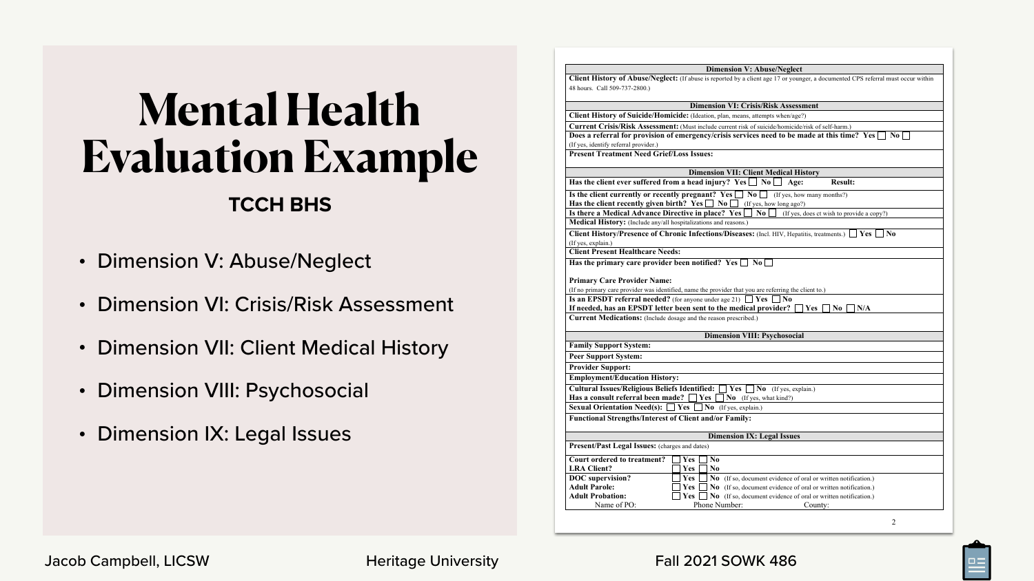# Mental Health Evaluation Example

**TCCH BHS**

- Dimension V: Abuse/Neglect
- Dimension VI: Crisis/Risk Assessment
- Dimension VII: Client Medical History
- Dimension VIII: Psychosocial
- Dimension IX: Legal Issues

| Dimension V: Abuse/Neglect |
|---|
| **Client History of Abuse/Neglect:** (If abuse is reported by a client age 17 or younger, a documented CPS referral must occur within 48 hours. Call 509-737-2800.) |
| **Dimension VI: Crisis/Risk Assessment** |
| **Client History of Suicide/Homicide:** (Ideation, plan, means, attempts when/age?) |
| **Current Crisis/Risk Assessment:** (Must include current risk of suicide/homicide/risk of self-harm.) |
| **Does a referral for provision of emergency/crisis services need to be made at this time? Yes ☐ No ☐** (If yes, identify referral provider.) |
| **Present Treatment Need Grief/Loss Issues:** |
| **Dimension VII: Client Medical History** |
| **Has the client ever suffered from a head injury? Yes ☐ No ☐ Age: Result:** |
| **Is the client currently or recently pregnant? Yes ☐ No ☐** (If yes, how many months?) **Has the client recently given birth? Yes ☐ No ☐** (If yes, how long ago?) **Is there a Medical Advance Directive in place? Yes ☐ No ☐** (If yes, does ct wish to provide a copy?) |
| **Medical History:** (Include any/all hospitalizations and reasons.) |
| **Client History/Presence of Chronic Infections/Diseases:** (Incl. HIV, Hepatitis, treatments.) ☐ **Yes** ☐ **No** (If yes, explain.) |
| **Client Present Healthcare Needs:** |
| **Has the primary care provider been notified? Yes ☐ No ☐** **Primary Care Provider Name:** (If no primary care provider was identified, name the provider that you are referring the client to.) |
| **Is an EPSDT referral needed?** (for anyone under age 21) ☐ **Yes** ☐ **No** **If needed, has an EPSDT letter been sent to the medical provider?** ☐ **Yes** ☐ **No** ☐ **N/A** |
| **Current Medications:** (Include dosage and the reason prescribed.) |
| **Dimension VIII: Psychosocial** |
| **Family Support System:** |
| **Peer Support System:** |
| **Provider Support:** |
| **Employment/Education History:** |
| **Cultural Issues/Religious Beliefs Identified:** ☐ **Yes** ☐ **No** (If yes, explain.) **Has a consult referral been made?** ☐ **Yes** ☐ **No** (If yes, what kind?) |
| **Sexual Orientation Need(s):** ☐ **Yes** ☐ **No** (If yes, explain.) |
| **Functional Strengths/Interest of Client and/or Family:** |
| **Dimension IX: Legal Issues** |
| **Present/Past Legal Issues:** (charges and dates) |
| **Court ordered to treatment?** ☐ **Yes** ☐ **No** **LRA Client?** ☐ **Yes** ☐ **No** |
| **DOC supervision?** ☐ **Yes** ☐ **No** (If so, document evidence of oral or written notification.) **Adult Parole:** ☐ **Yes** ☐ **No** (If so, document evidence of oral or written notification.) **Adult Probation:** ☐ **Yes** ☐ **No** (If so, document evidence of oral or written notification.) Name of PO: Phone Number: County: |

Jacob Campbell, LICSW — Heritage University — Fall 2021 SOWK 486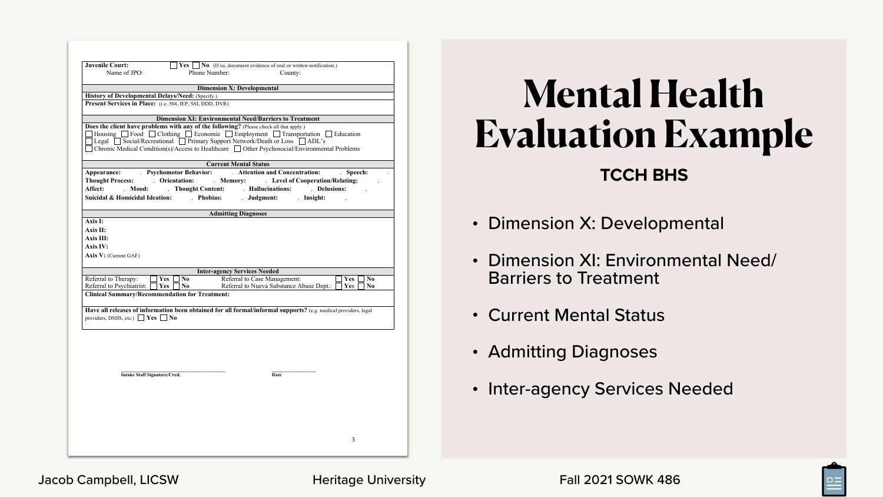| **Juvenile Court:** | ☐ **Yes** ☐ **No** (If so, document evidence of oral or written notification.) | |
|---|---|---|
| Name of JPO: | Phone Number: | County: |

| **Dimension X: Developmental** |
|---|
| **History of Developmental Delays/Need:** (Specify.) |
| **Present Services in Place:** (i.e. 504, IEP, SSI, DDD, DVR) |

| **Dimension XI: Environmental Need/Barriers to Treatment** |
|---|
| **Does the client have problems with any of the following?** (Please check all that apply.) |
| ☐ Housing ☐ Food ☐ Clothing ☐ Economic ☐ Employment ☐ Transportation ☐ Education |
| ☐ Legal ☐ Social/Recreational ☐ Primary Support Network/Death or Loss ☐ ADL's |
| ☐ Chronic Medical Condition(s)/Access to Healthcare ☐ Other Psychosocial/Environmental Problems |

| **Current Mental Status** | | | |
|---|---|---|---|
| **Appearance:** | **Psychomotor Behavior:** | **Attention and Concentration:** | **Speech:** |
| **Thought Process:** | **Orientation:** | **Memory:** | **Level of Cooperation/Relating:** |
| **Affect:** | **Mood:** | **Thought Content:** | **Hallucinations:** |
| **Delusions:** | | | |
| **Suicidal & Homicidal Ideation:** | **Phobias:** | **Judgment:** | **Insight:** |

| **Admitting Diagnoses** |
|---|
| **Axis I:** |
| **Axis II:** |
| **Axis III:** |
| **Axis IV:** |
| **Axis V:** (Current GAF) |

| **Inter-agency Services Needed** | | | |
|---|---|---|---|
| Referral to Therapy: | ☐ **Yes** ☐ **No** | Referral to Case Management: | ☐ **Yes** ☐ **No** |
| Referral to Psychiatrist: | ☐ **Yes** ☐ **No** | Referral to Nueva Substance Abuse Dept.: | ☐ **Yes** ☐ **No** |
| **Clinical Summary/Recommendation for Treatment:** | | | |

**Have all releases of information been obtained for all formal/informal supports?** (e.g. medical providers, legal providers, DSHS, etc.) ☐ **Yes** ☐ **No**

**Intake Staff Signature/Cred.** **Date**

# Mental Health Evaluation Example

## TCCH BHS

- Dimension X: Developmental
- Dimension XI: Environmental Need/ Barriers to Treatment
- Current Mental Status
- Admitting Diagnoses
- Inter-agency Services Needed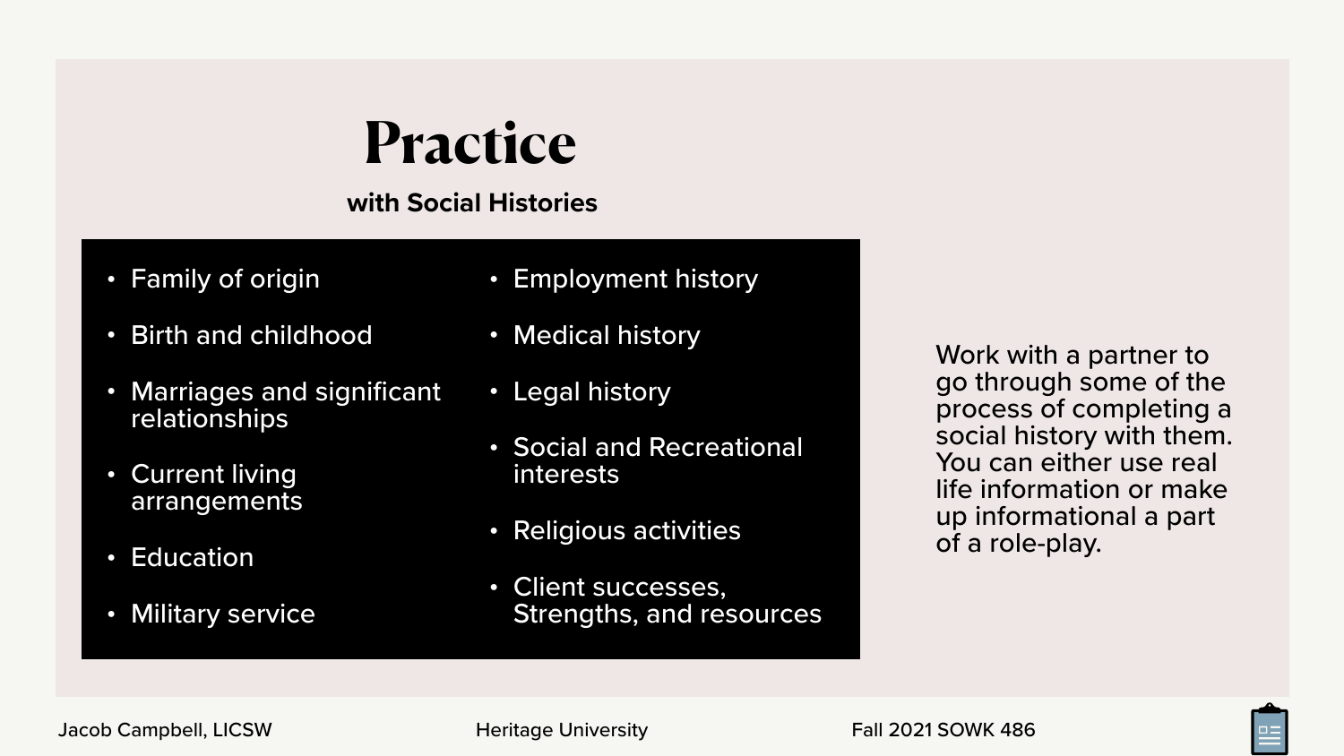# Practice

**with Social Histories**

- Family of origin
- Birth and childhood
- Marriages and significant relationships
- Current living arrangements
- Education
- Military service
- Employment history
- Medical history
- Legal history
- Social and Recreational interests
- Religious activities
- Client successes, Strengths, and resources

Work with a partner to go through some of the process of completing a social history with them. You can either use real life information or make up informational a part of a role-play.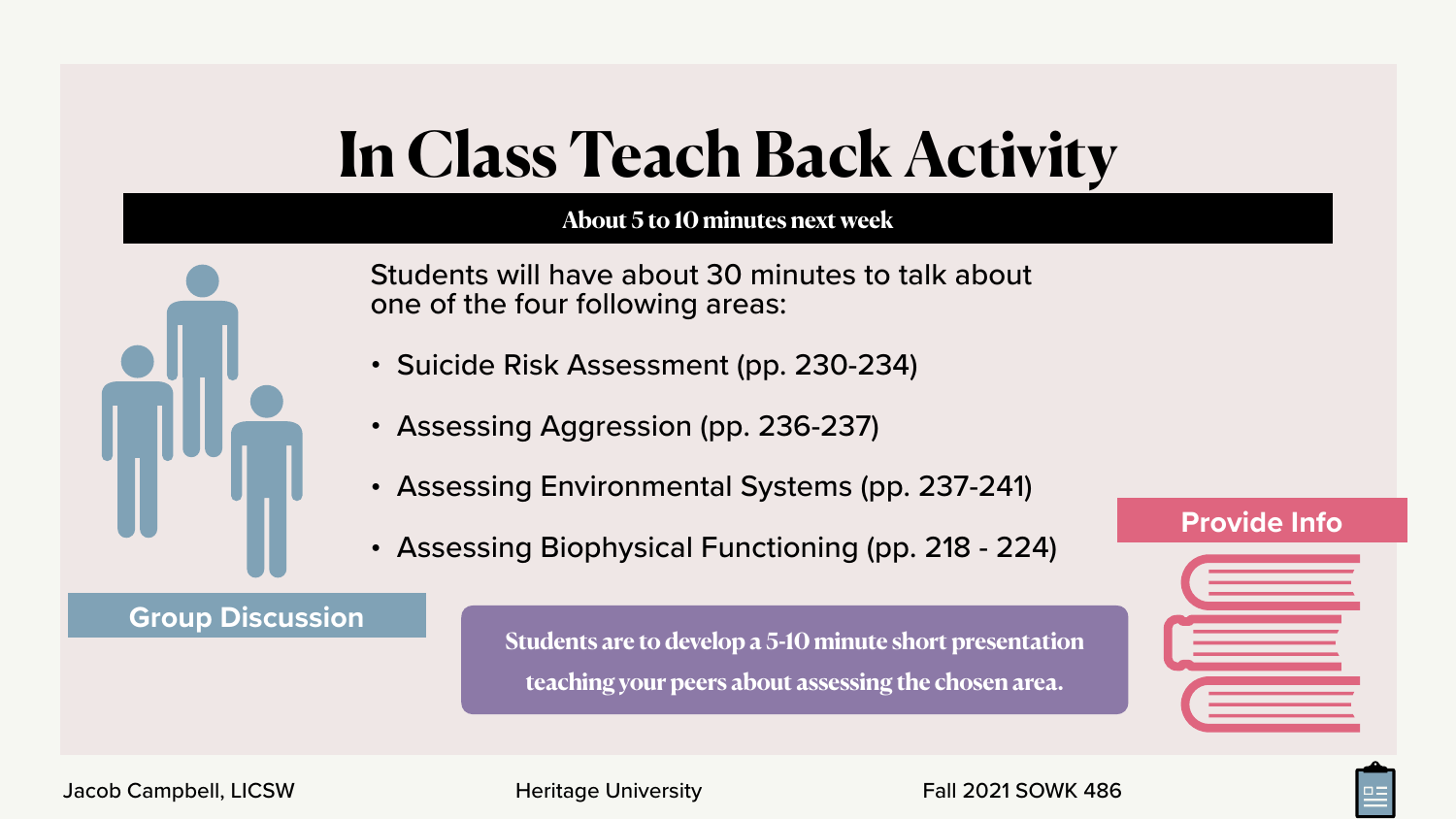# In Class Teach Back Activity

**About 5 to 10 minutes next week**

Students will have about 30 minutes to talk about one of the four following areas:

- Suicide Risk Assessment (pp. 230-234)
- Assessing Aggression (pp. 236-237)
- Assessing Environmental Systems (pp. 237-241)
- Assessing Biophysical Functioning (pp. 218 - 224)

Group Discussion

**Students are to develop a 5-10 minute short presentation teaching your peers about assessing the chosen area.**

Provide Info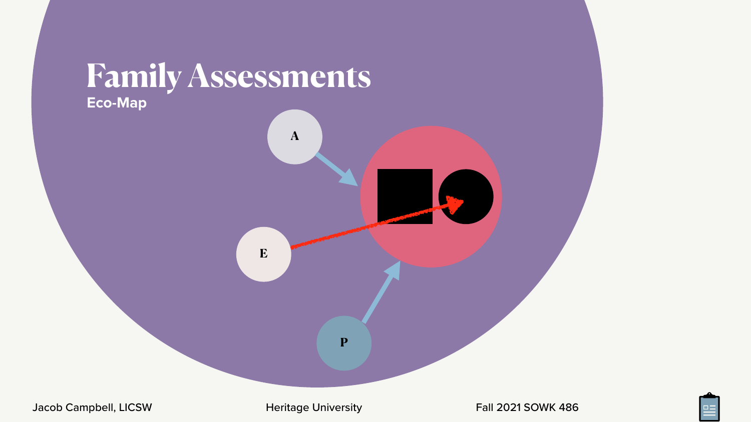# Family Assessments

## Eco-Map

A

E

P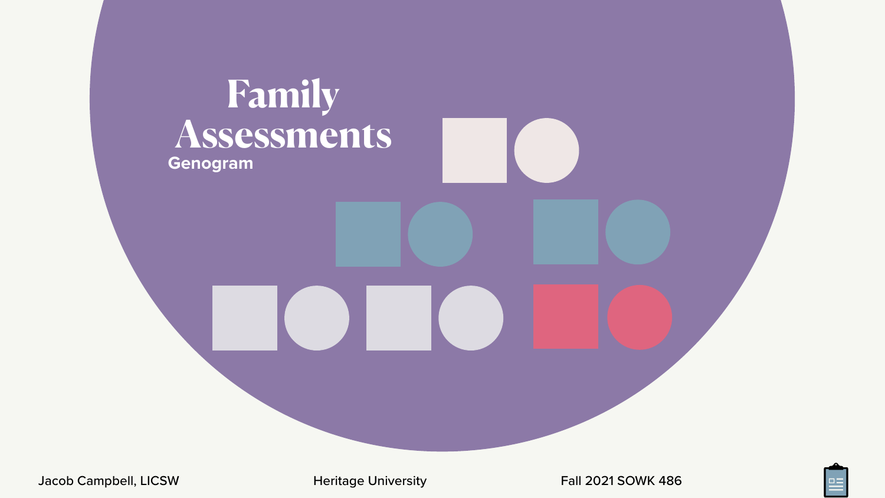# Family Assessments

## Genogram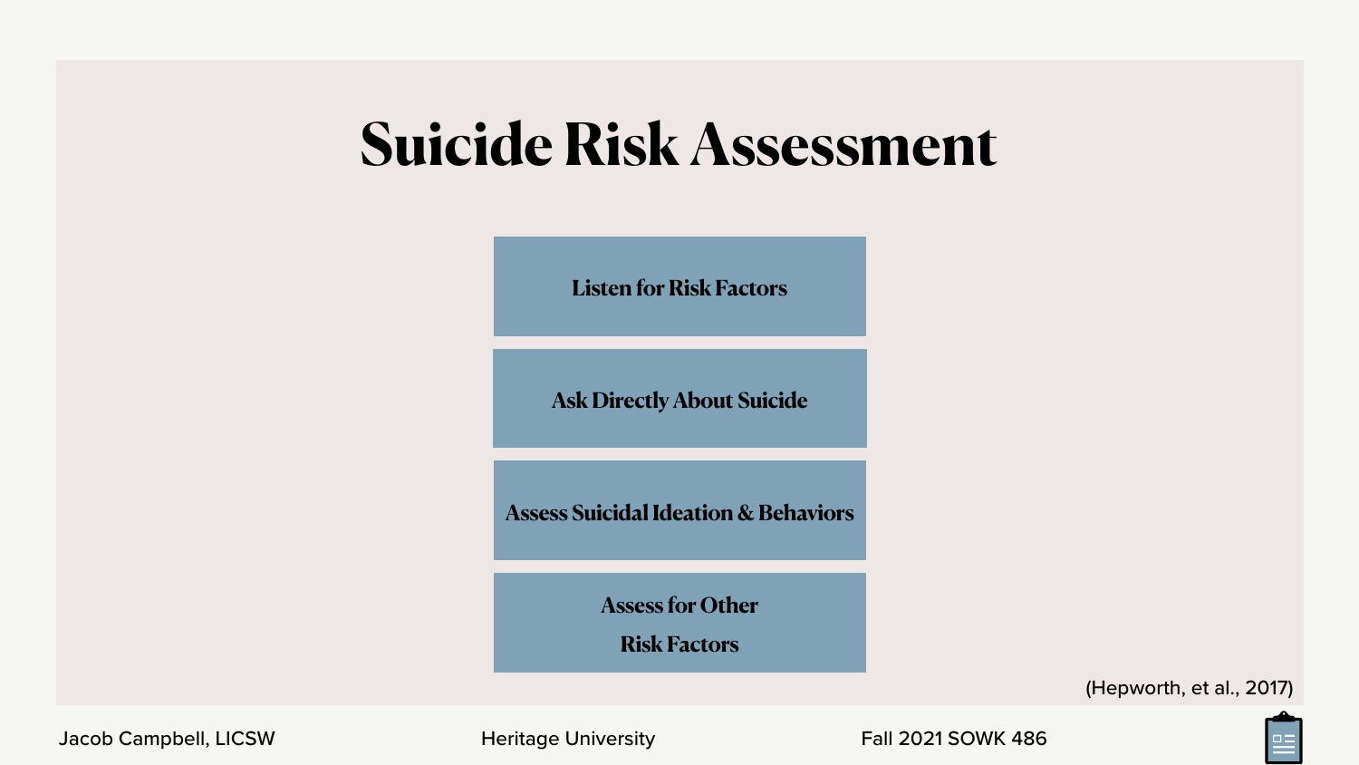# Suicide Risk Assessment

- Listen for Risk Factors
- Ask Directly About Suicide
- Assess Suicidal Ideation & Behaviors
- Assess for Other Risk Factors

(Hepworth, et al., 2017)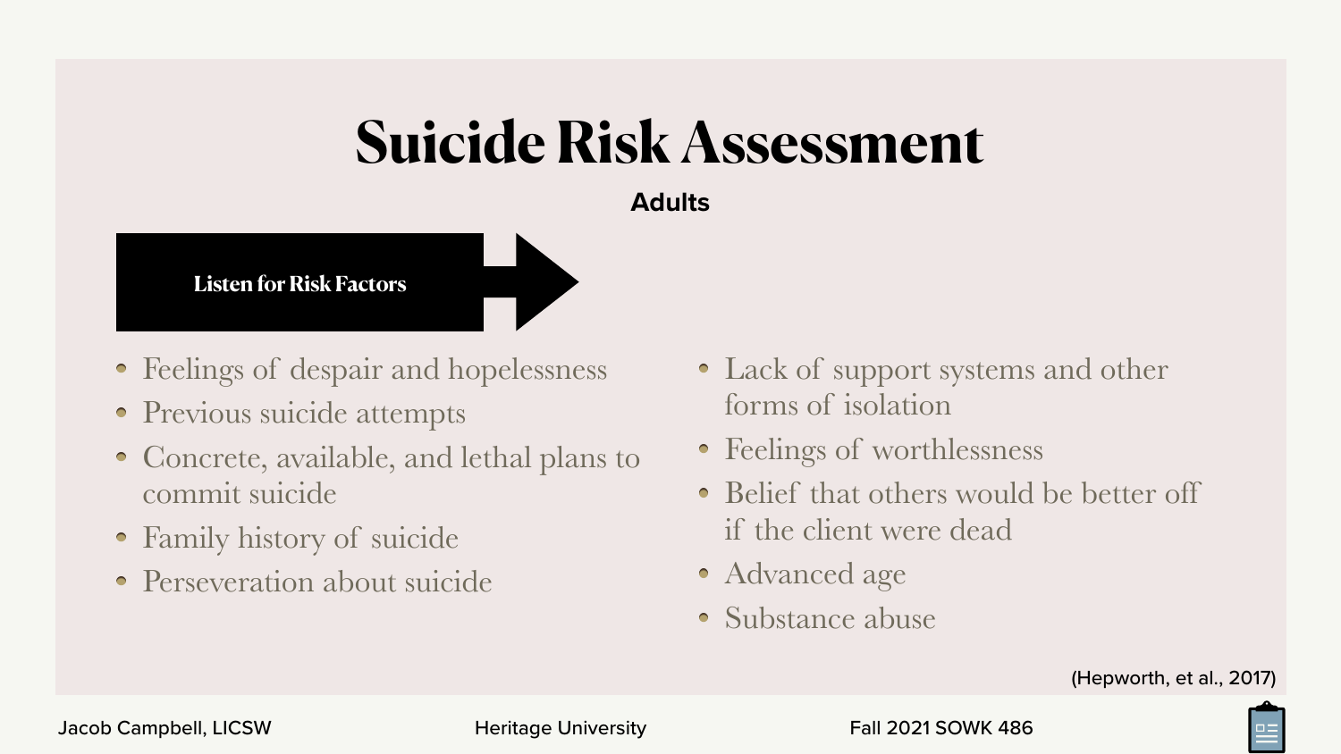# Suicide Risk Assessment

**Adults**

**Listen for Risk Factors**

- Feelings of despair and hopelessness
- Previous suicide attempts
- Concrete, available, and lethal plans to commit suicide
- Family history of suicide
- Perseveration about suicide
- Lack of support systems and other forms of isolation
- Feelings of worthlessness
- Belief that others would be better off if the client were dead
- Advanced age
- Substance abuse

(Hepworth, et al., 2017)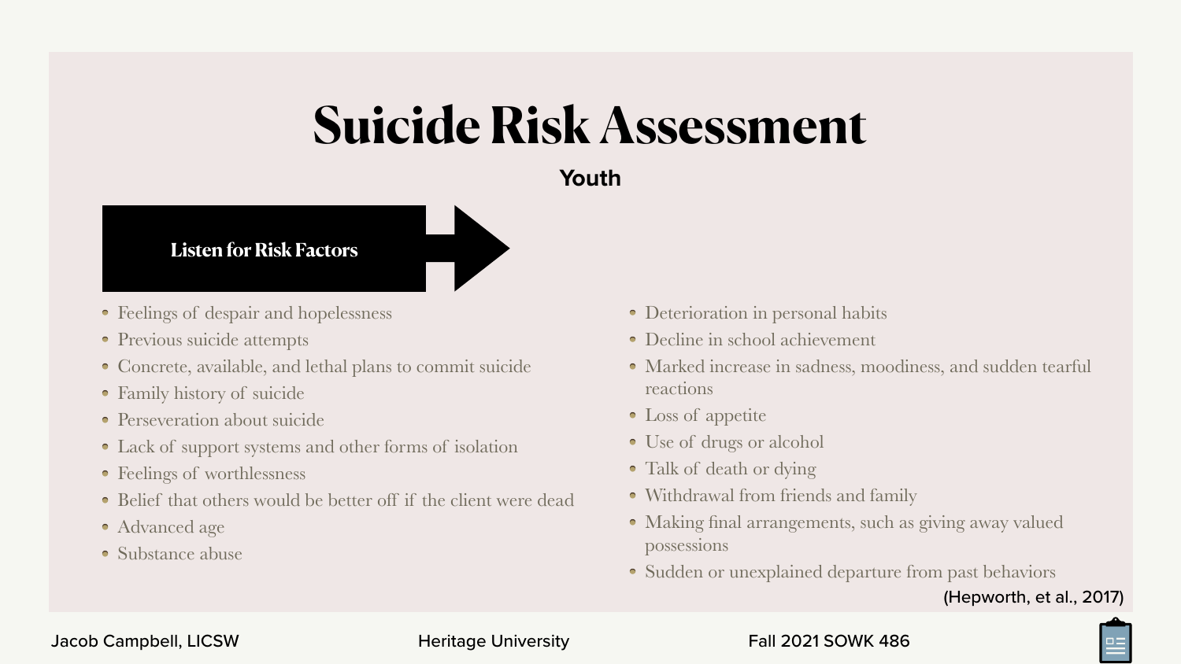# Suicide Risk Assessment

## Youth

### Listen for Risk Factors

- Feelings of despair and hopelessness
- Previous suicide attempts
- Concrete, available, and lethal plans to commit suicide
- Family history of suicide
- Perseveration about suicide
- Lack of support systems and other forms of isolation
- Feelings of worthlessness
- Belief that others would be better off if the client were dead
- Advanced age
- Substance abuse
- Deterioration in personal habits
- Decline in school achievement
- Marked increase in sadness, moodiness, and sudden tearful reactions
- Loss of appetite
- Use of drugs or alcohol
- Talk of death or dying
- Withdrawal from friends and family
- Making final arrangements, such as giving away valued possessions
- Sudden or unexplained departure from past behaviors

(Hepworth, et al., 2017)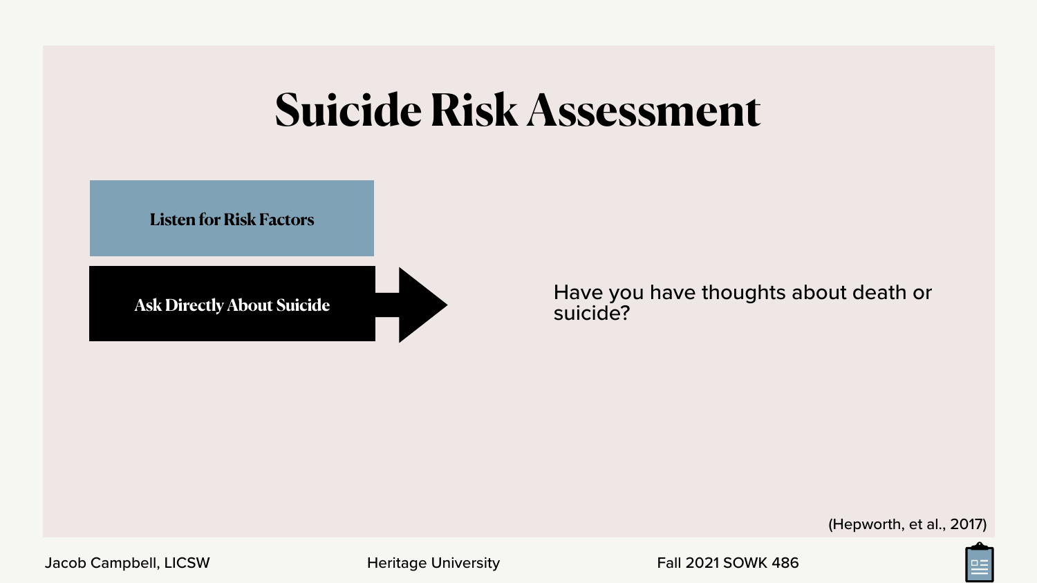# Suicide Risk Assessment

**Listen for Risk Factors**

**Ask Directly About Suicide**

Have you have thoughts about death or suicide?

(Hepworth, et al., 2017)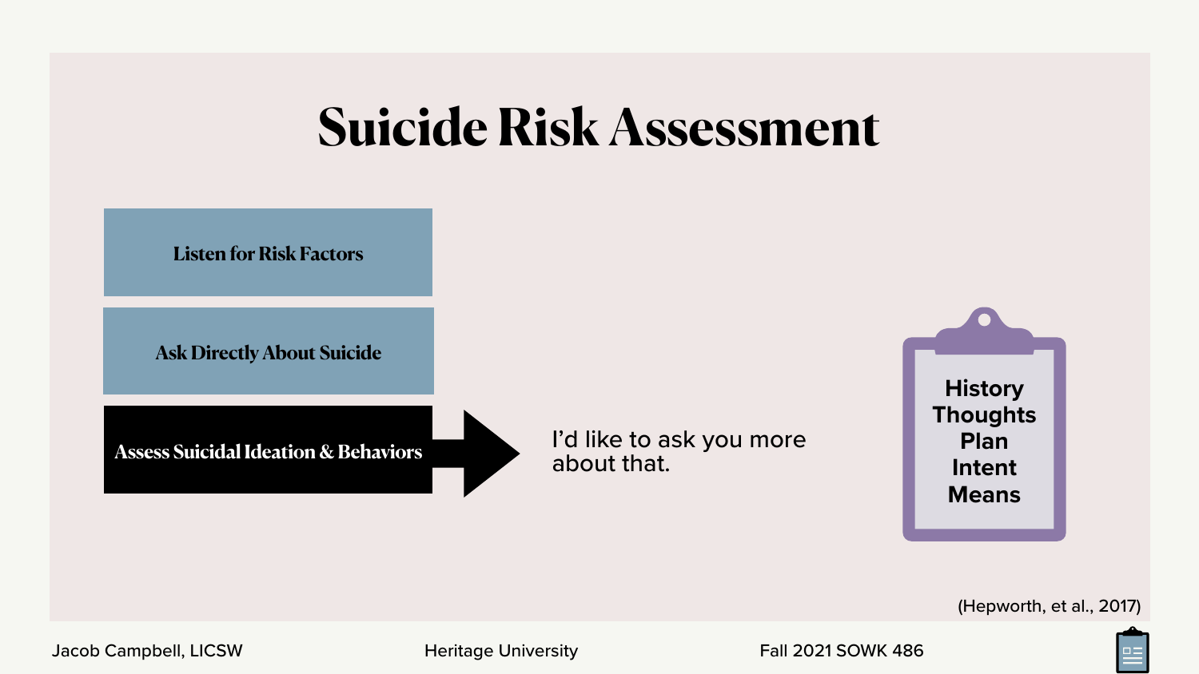# Suicide Risk Assessment

- Listen for Risk Factors
- Ask Directly About Suicide
- **Assess Suicidal Ideation & Behaviors**

I'd like to ask you more about that.

History
Thoughts
Plan
Intent
Means

(Hepworth, et al., 2017)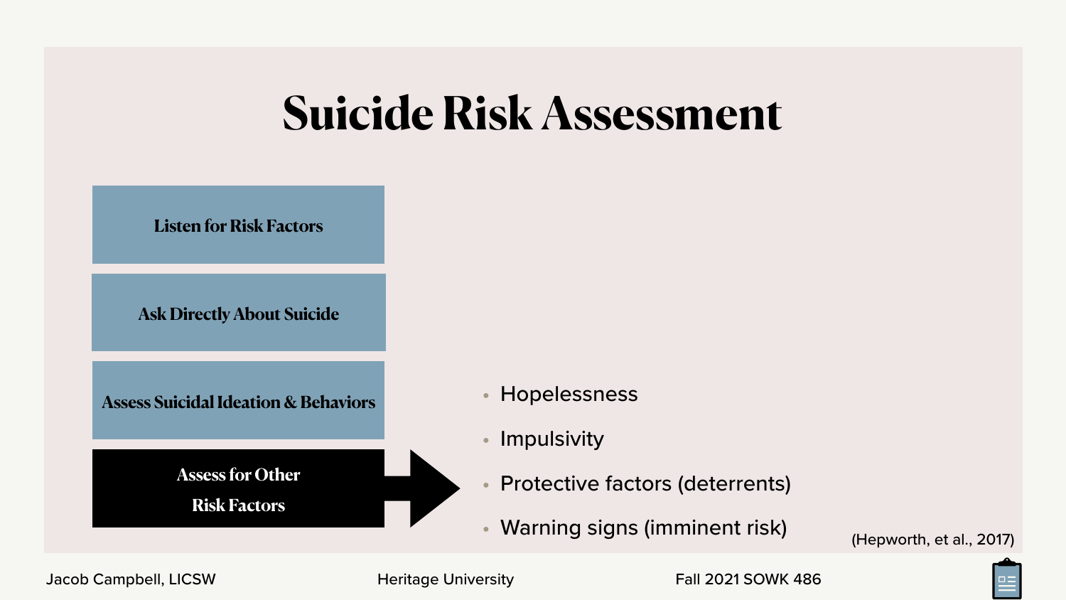# Suicide Risk Assessment

- Listen for Risk Factors
- Ask Directly About Suicide
- Assess Suicidal Ideation & Behaviors
- **Assess for Other Risk Factors**
  - Hopelessness
  - Impulsivity
  - Protective factors (deterrents)
  - Warning signs (imminent risk)

(Hepworth, et al., 2017)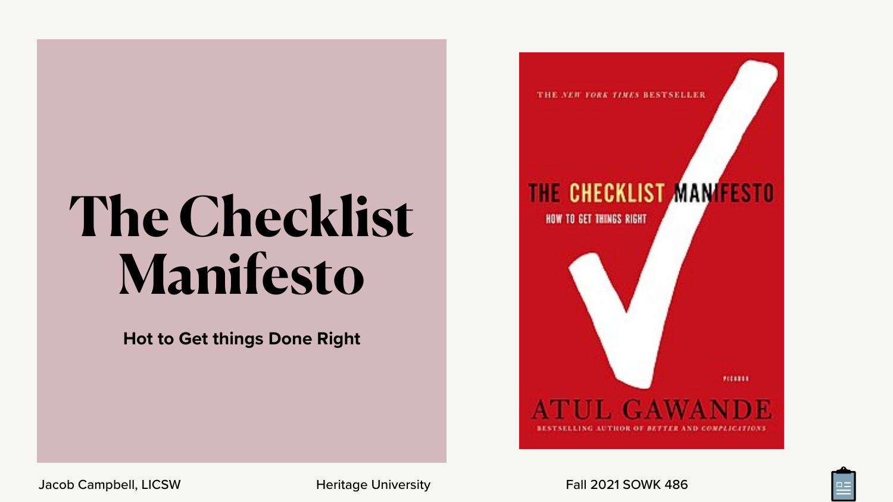# The Checklist Manifesto

**Hot to Get things Done Right**

THE NEW YORK TIMES BESTSELLER

THE CHECKLIST MANIFESTO

HOW TO GET THINGS RIGHT

PICADOR

ATUL GAWANDE

BESTSELLING AUTHOR OF BETTER AND COMPLICATIONS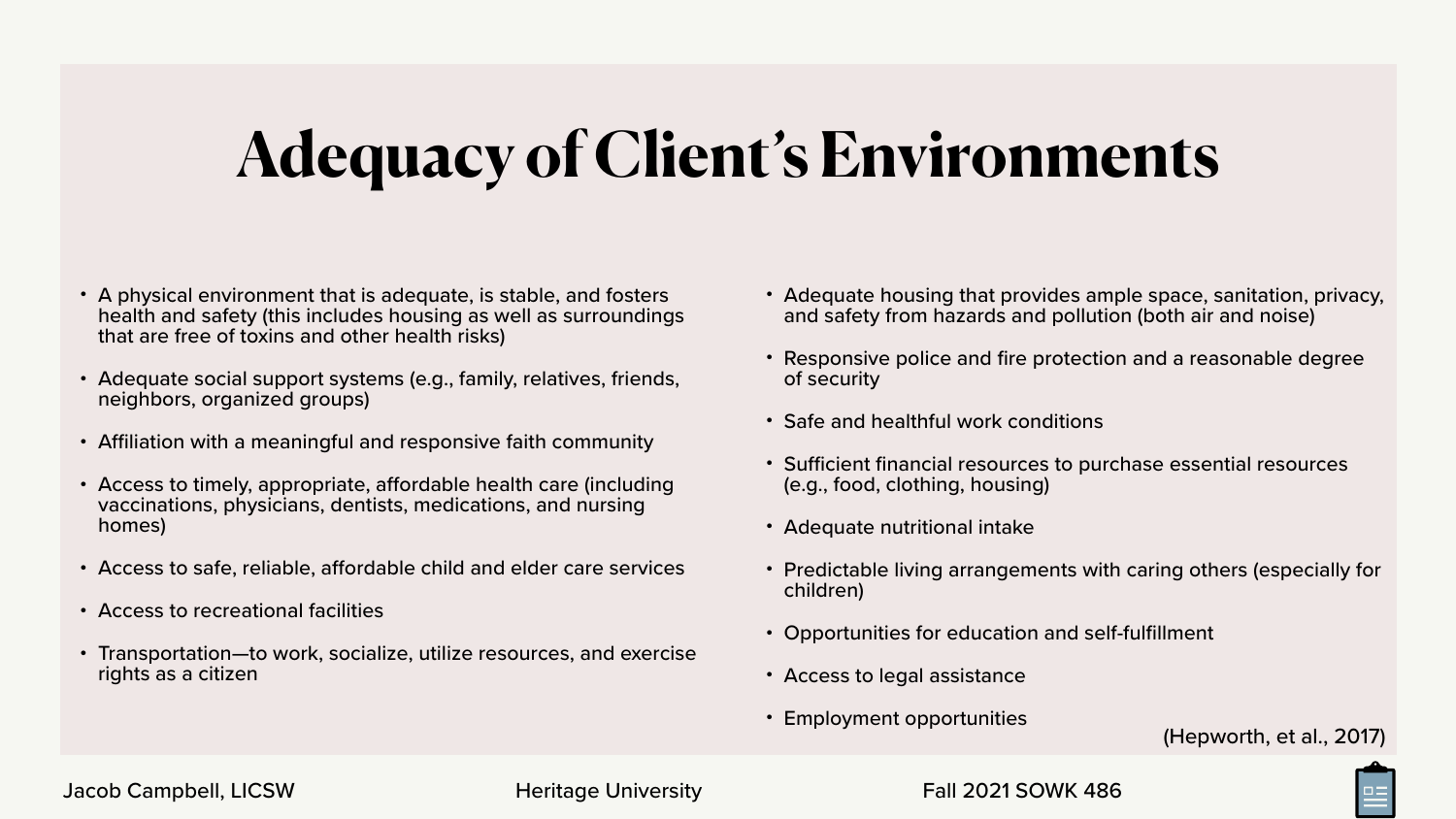# Adequacy of Client's Environments

- A physical environment that is adequate, is stable, and fosters health and safety (this includes housing as well as surroundings that are free of toxins and other health risks)
- Adequate social support systems (e.g., family, relatives, friends, neighbors, organized groups)
- Affiliation with a meaningful and responsive faith community
- Access to timely, appropriate, affordable health care (including vaccinations, physicians, dentists, medications, and nursing homes)
- Access to safe, reliable, affordable child and elder care services
- Access to recreational facilities
- Transportation—to work, socialize, utilize resources, and exercise rights as a citizen
- Adequate housing that provides ample space, sanitation, privacy, and safety from hazards and pollution (both air and noise)
- Responsive police and fire protection and a reasonable degree of security
- Safe and healthful work conditions
- Sufficient financial resources to purchase essential resources (e.g., food, clothing, housing)
- Adequate nutritional intake
- Predictable living arrangements with caring others (especially for children)
- Opportunities for education and self-fulfillment
- Access to legal assistance
- Employment opportunities

(Hepworth, et al., 2017)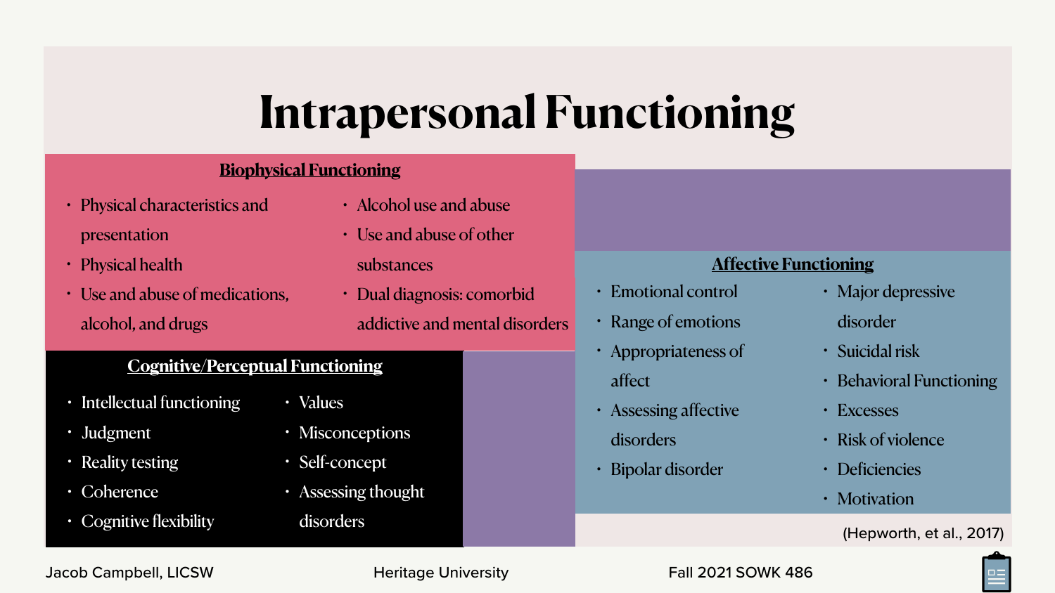# Intrapersonal Functioning

## Biophysical Functioning

- Physical characteristics and presentation
- Physical health
- Use and abuse of medications, alcohol, and drugs
- Alcohol use and abuse
- Use and abuse of other substances
- Dual diagnosis: comorbid addictive and mental disorders

## Cognitive/Perceptual Functioning

- Intellectual functioning
- Judgment
- Reality testing
- Coherence
- Cognitive flexibility
- Values
- Misconceptions
- Self-concept
- Assessing thought disorders

## Affective Functioning

- Emotional control
- Range of emotions
- Appropriateness of affect
- Assessing affective disorders
- Bipolar disorder
- Major depressive disorder
- Suicidal risk
- Behavioral Functioning
- Excesses
- Risk of violence
- Deficiencies
- Motivation

(Hepworth, et al., 2017)

Jacob Campbell, LICSW    Heritage University    Fall 2021 SOWK 486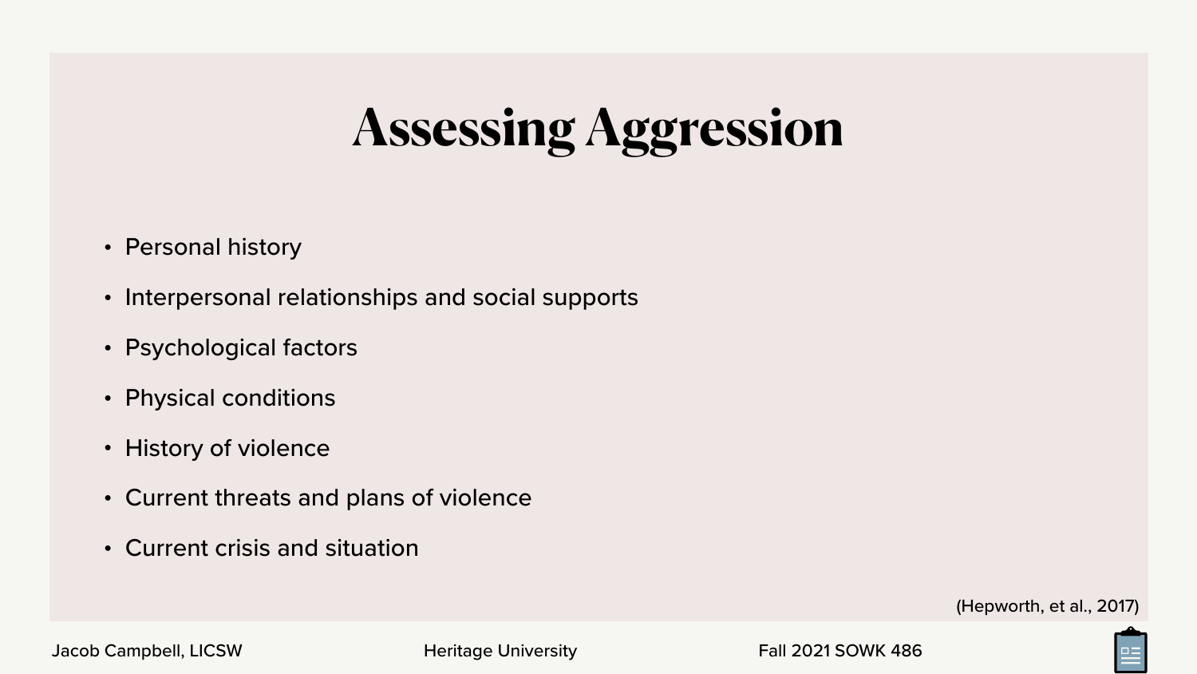# Assessing Aggression

- Personal history
- Interpersonal relationships and social supports
- Psychological factors
- Physical conditions
- History of violence
- Current threats and plans of violence
- Current crisis and situation

(Hepworth, et al., 2017)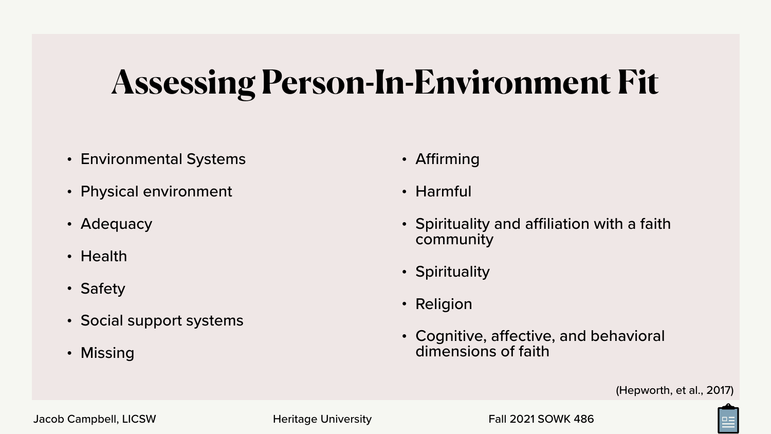# Assessing Person-In-Environment Fit

- Environmental Systems
- Physical environment
- Adequacy
- Health
- Safety
- Social support systems
- Missing
- Affirming
- Harmful
- Spirituality and affiliation with a faith community
- Spirituality
- Religion
- Cognitive, affective, and behavioral dimensions of faith

(Hepworth, et al., 2017)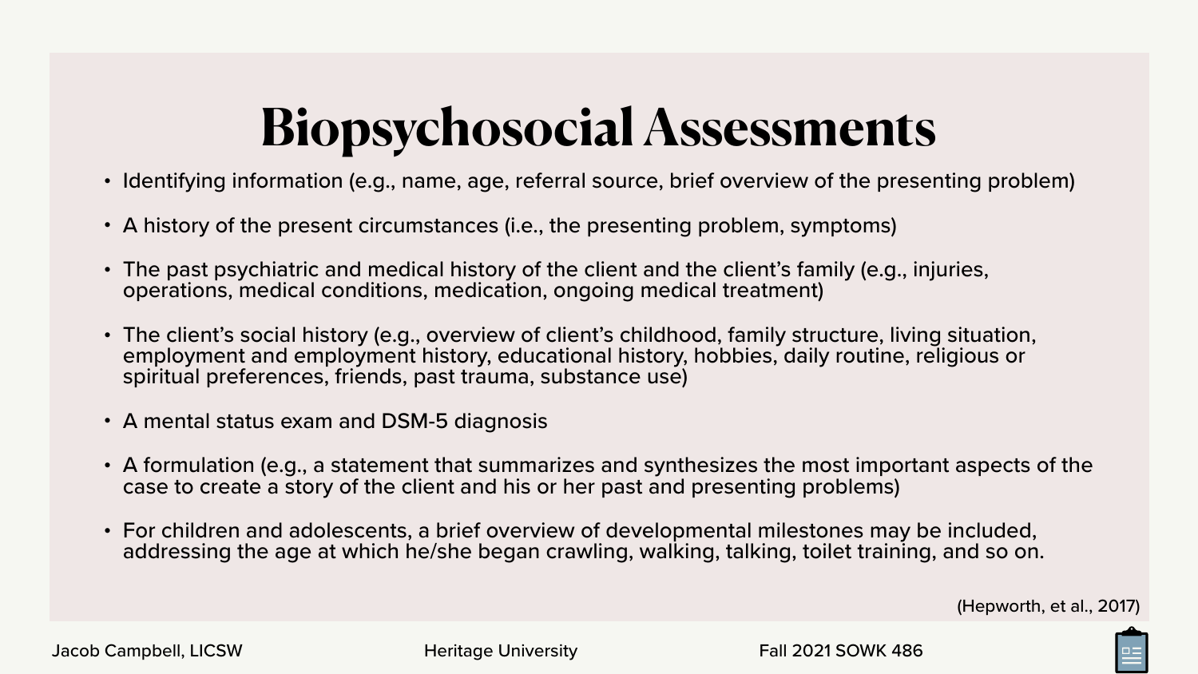# Biopsychosocial Assessments

- Identifying information (e.g., name, age, referral source, brief overview of the presenting problem)
- A history of the present circumstances (i.e., the presenting problem, symptoms)
- The past psychiatric and medical history of the client and the client's family (e.g., injuries, operations, medical conditions, medication, ongoing medical treatment)
- The client's social history (e.g., overview of client's childhood, family structure, living situation, employment and employment history, educational history, hobbies, daily routine, religious or spiritual preferences, friends, past trauma, substance use)
- A mental status exam and DSM-5 diagnosis
- A formulation (e.g., a statement that summarizes and synthesizes the most important aspects of the case to create a story of the client and his or her past and presenting problems)
- For children and adolescents, a brief overview of developmental milestones may be included, addressing the age at which he/she began crawling, walking, talking, toilet training, and so on.

(Hepworth, et al., 2017)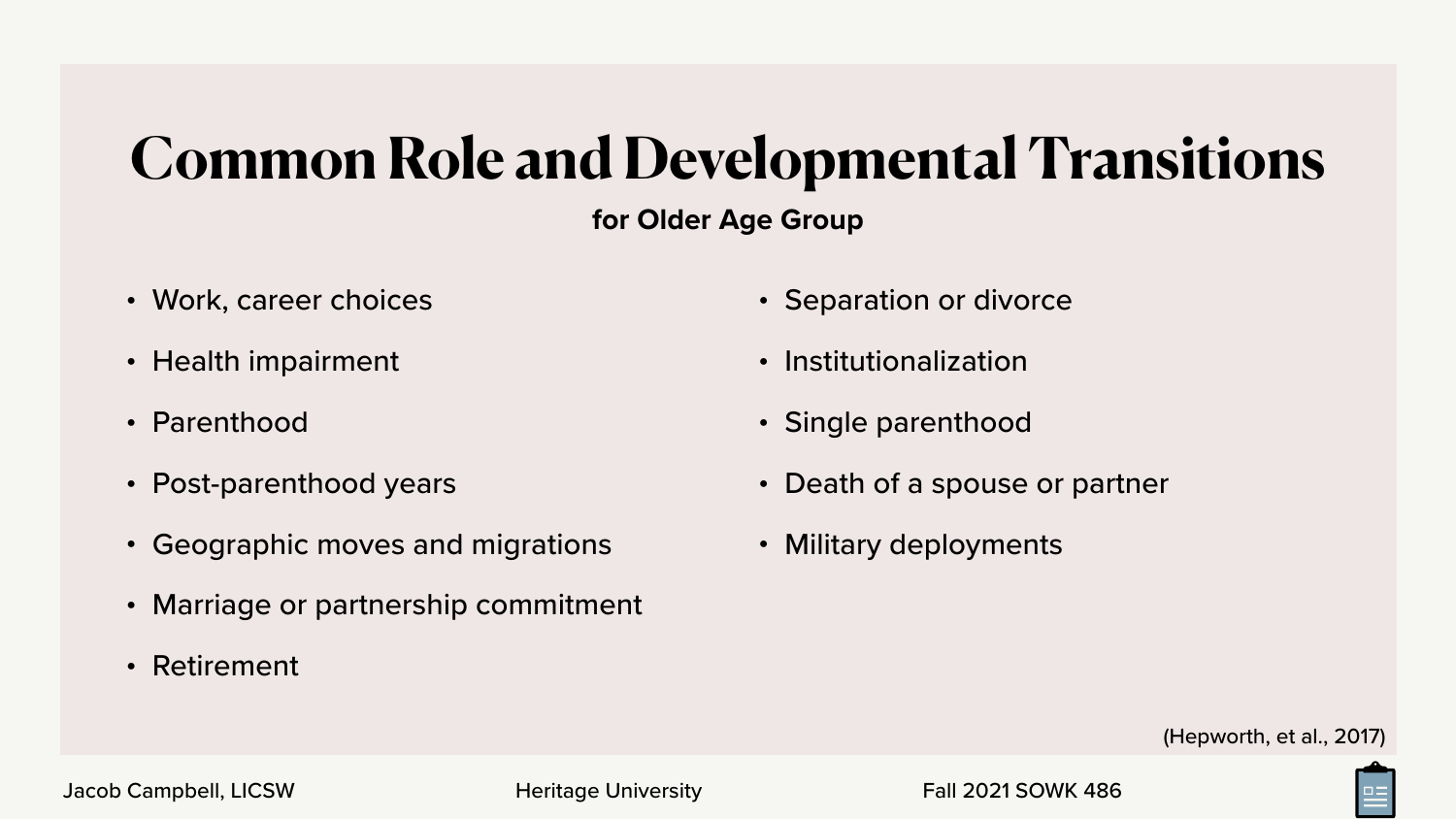# Common Role and Developmental Transitions

**for Older Age Group**

- Work, career choices
- Health impairment
- Parenthood
- Post-parenthood years
- Geographic moves and migrations
- Marriage or partnership commitment
- Retirement
- Separation or divorce
- Institutionalization
- Single parenthood
- Death of a spouse or partner
- Military deployments

(Hepworth, et al., 2017)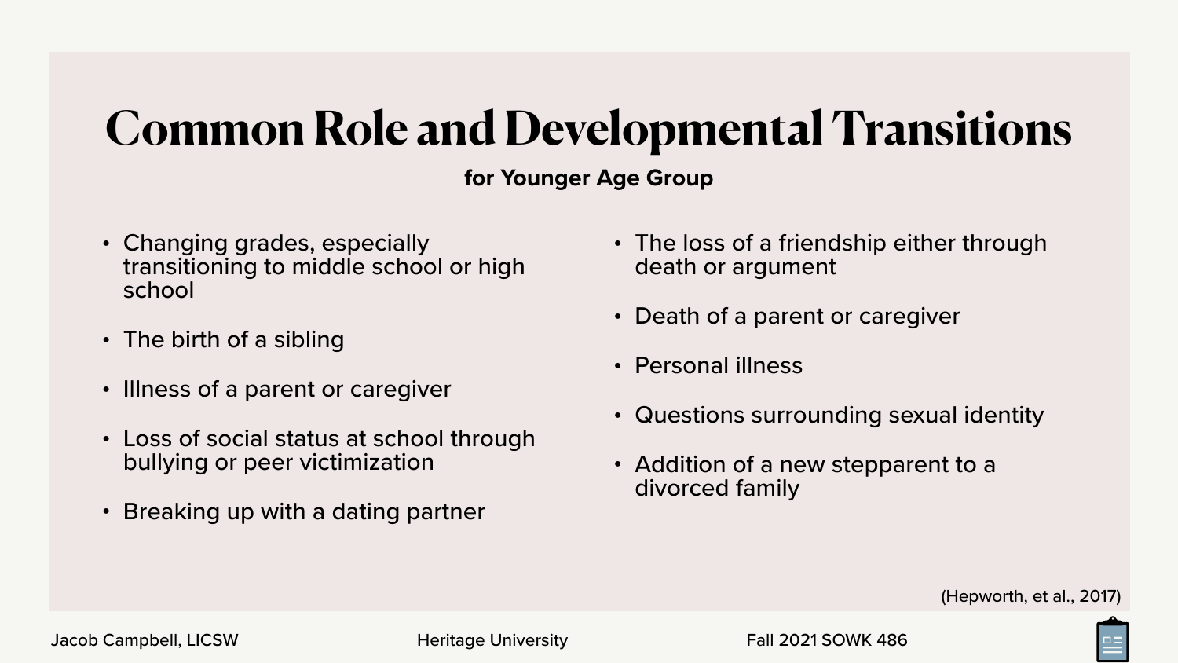# Common Role and Developmental Transitions

**for Younger Age Group**

- Changing grades, especially transitioning to middle school or high school
- The birth of a sibling
- Illness of a parent or caregiver
- Loss of social status at school through bullying or peer victimization
- Breaking up with a dating partner
- The loss of a friendship either through death or argument
- Death of a parent or caregiver
- Personal illness
- Questions surrounding sexual identity
- Addition of a new stepparent to a divorced family

(Hepworth, et al., 2017)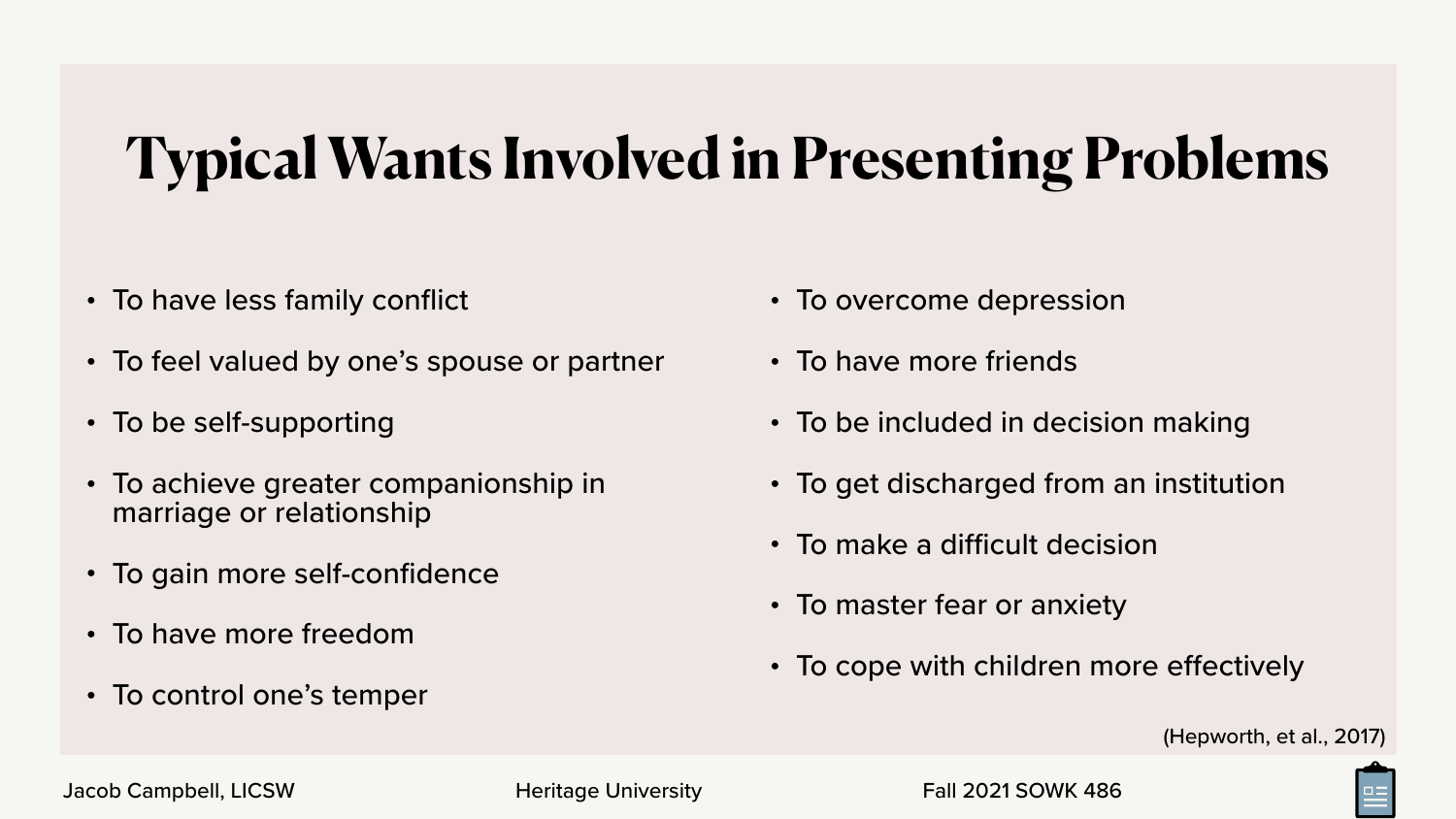# Typical Wants Involved in Presenting Problems

- To have less family conflict
- To feel valued by one's spouse or partner
- To be self-supporting
- To achieve greater companionship in marriage or relationship
- To gain more self-confidence
- To have more freedom
- To control one's temper
- To overcome depression
- To have more friends
- To be included in decision making
- To get discharged from an institution
- To make a difficult decision
- To master fear or anxiety
- To cope with children more effectively

(Hepworth, et al., 2017)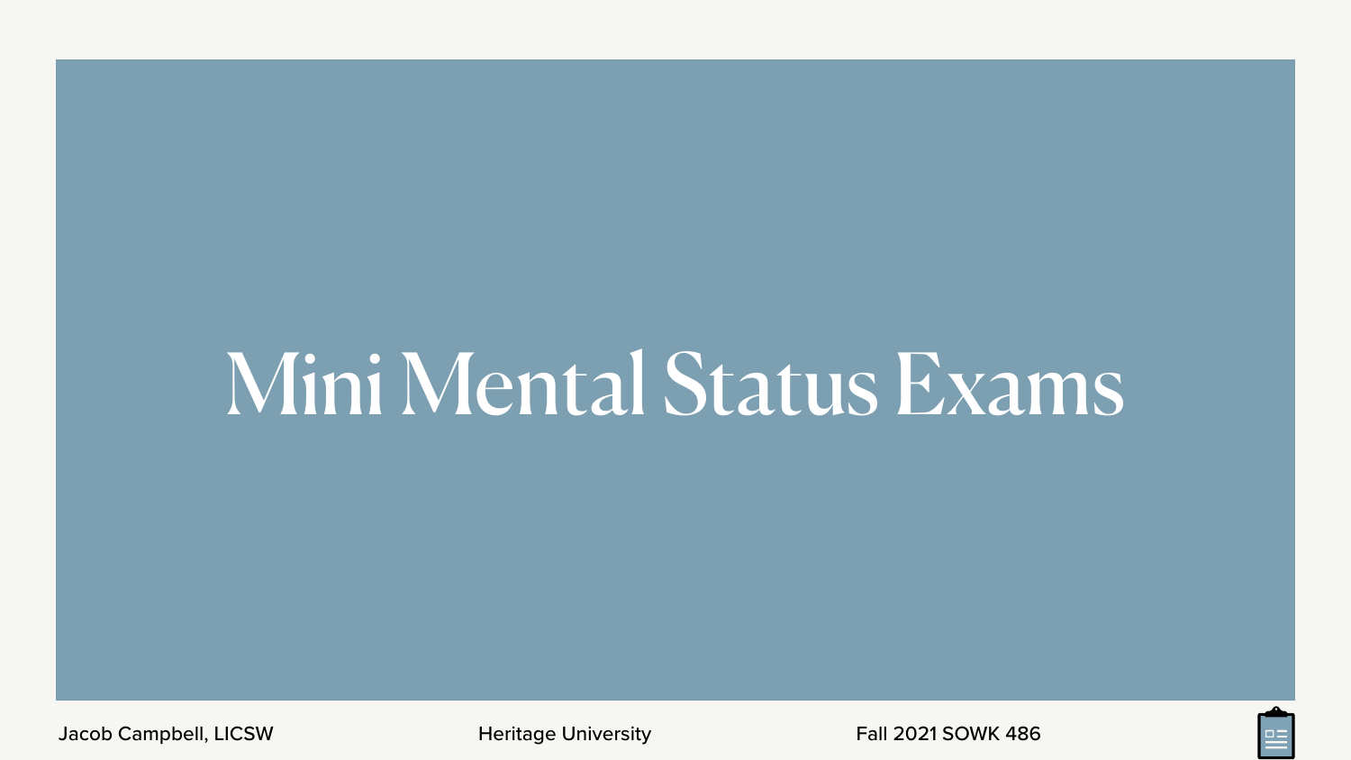# Mini Mental Status Exams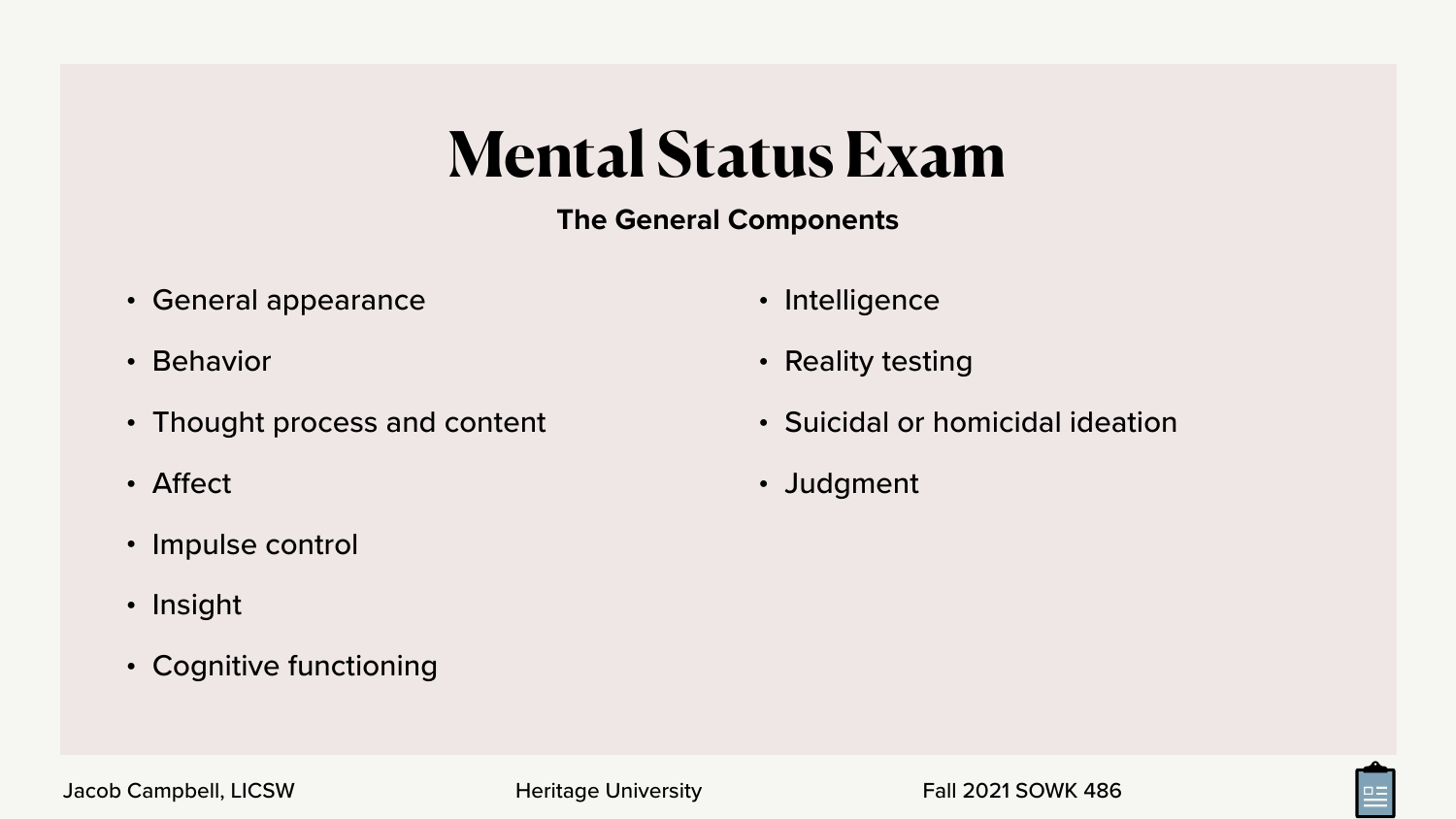# Mental Status Exam

### The General Components

- General appearance
- Behavior
- Thought process and content
- Affect
- Impulse control
- Insight
- Cognitive functioning
- Intelligence
- Reality testing
- Suicidal or homicidal ideation
- Judgment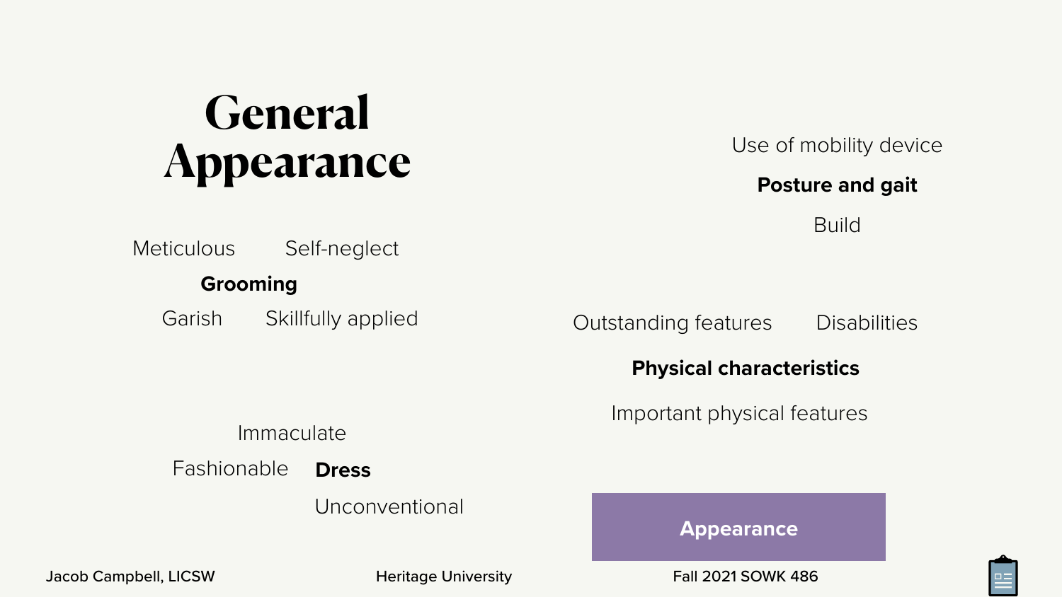# General Appearance

**Grooming**

- Meticulous
- Self-neglect
- Garish
- Skillfully applied

**Dress**

- Immaculate
- Fashionable
- Unconventional

**Posture and gait**

- Use of mobility device
- Build

**Physical characteristics**

- Outstanding features
- Disabilities
- Important physical features

Appearance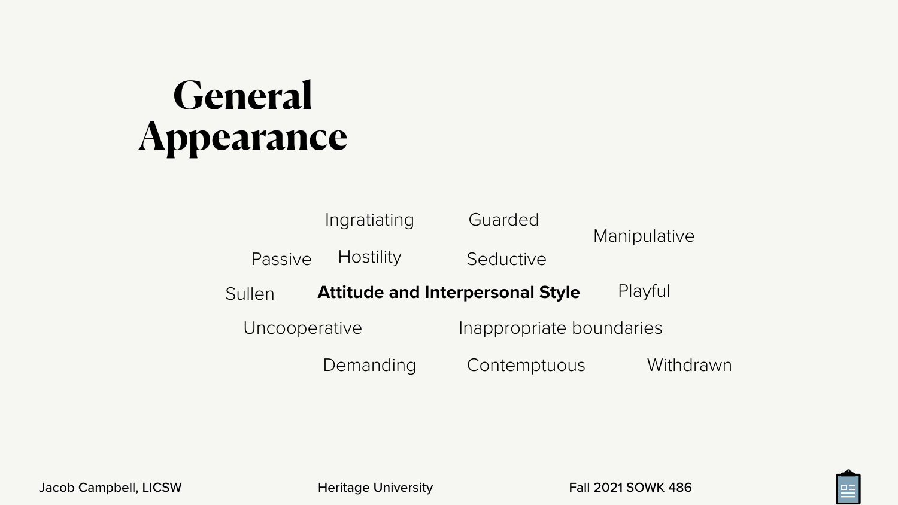# General Appearance

**Attitude and Interpersonal Style**

- Ingratiating
- Guarded
- Manipulative
- Passive
- Hostility
- Seductive
- Sullen
- Playful
- Uncooperative
- Inappropriate boundaries
- Demanding
- Contemptuous
- Withdrawn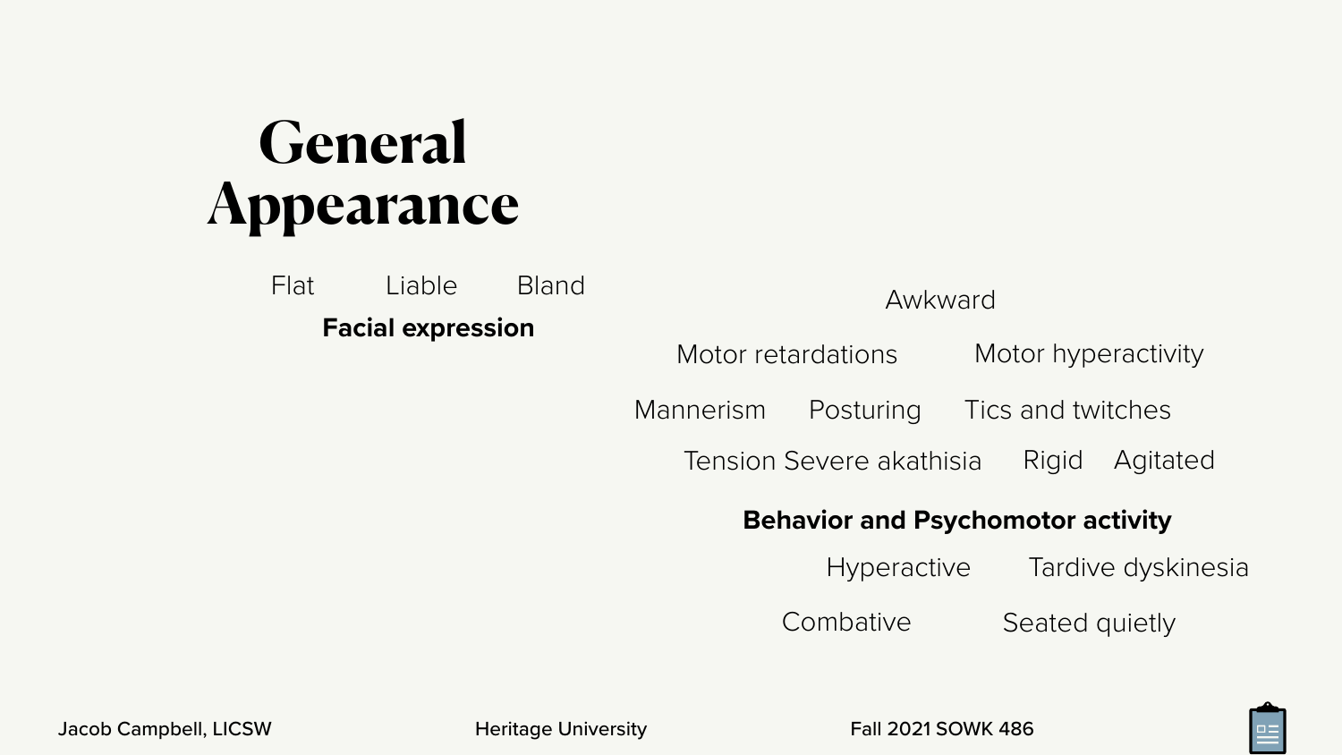# General Appearance

Flat Liable Bland

**Facial expression**

Awkward

Motor retardations Motor hyperactivity

Mannerism Posturing Tics and twitches

Tension Severe akathisia Rigid Agitated

**Behavior and Psychomotor activity**

Hyperactive Tardive dyskinesia

Combative Seated quietly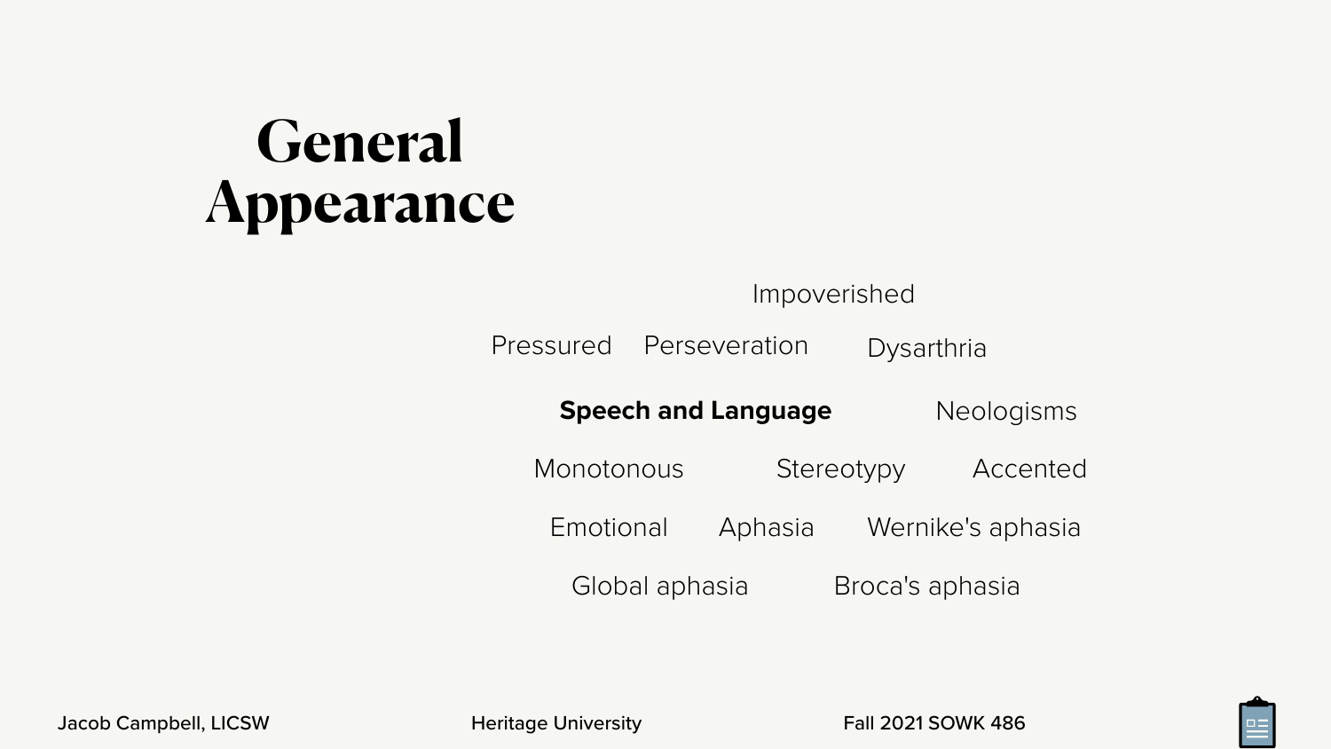# General Appearance

**Speech and Language**

- Impoverished
- Pressured
- Perseveration
- Dysarthria
- Neologisms
- Monotonous
- Stereotypy
- Accented
- Emotional
- Aphasia
- Wernike's aphasia
- Global aphasia
- Broca's aphasia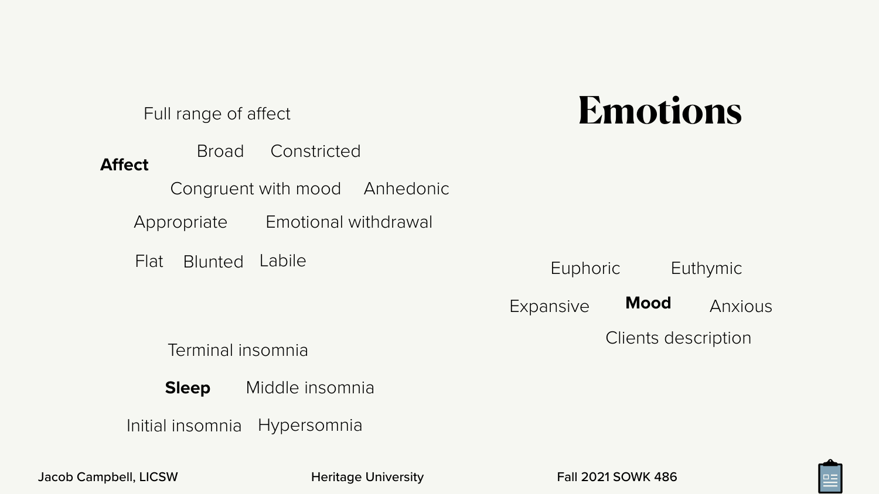# Emotions

**Affect**

Full range of affect

Broad

Constricted

Congruent with mood

Anhedonic

Appropriate

Emotional withdrawal

Flat

Blunted

Labile

**Mood**

Euphoric

Euthymic

Expansive

Anxious

Clients description

**Sleep**

Terminal insomnia

Middle insomnia

Initial insomnia

Hypersomnia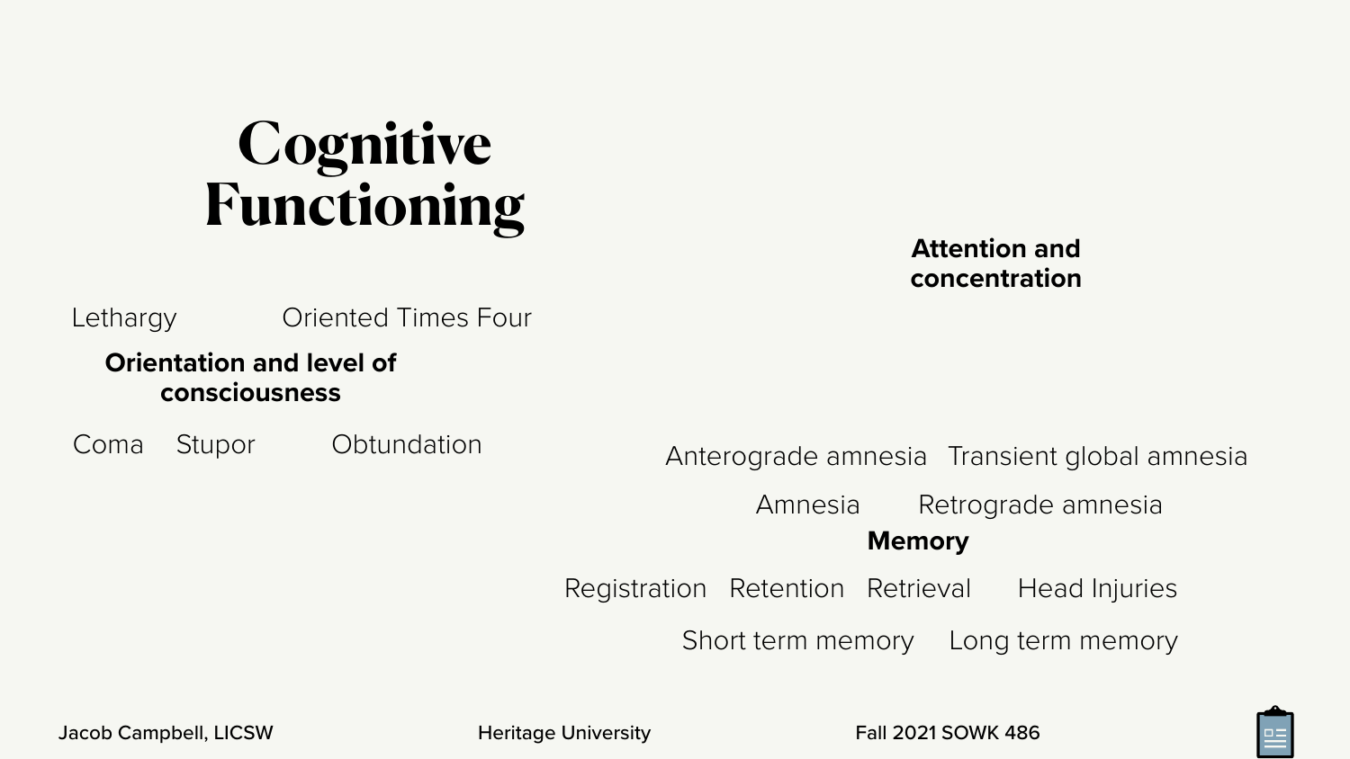# Cognitive Functioning

Lethargy

Oriented Times Four

**Orientation and level of consciousness**

Coma

Stupor

Obtundation

**Attention and concentration**

Anterograde amnesia

Transient global amnesia

Amnesia

Retrograde amnesia

**Memory**

Registration

Retention

Retrieval

Head Injuries

Short term memory

Long term memory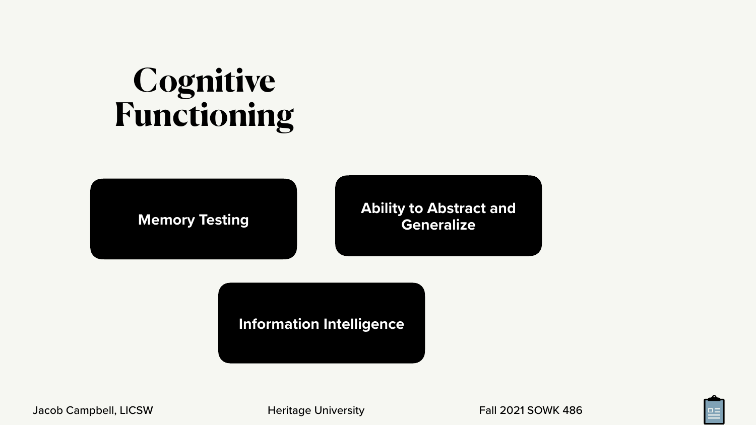# Cognitive Functioning

- Memory Testing
- Ability to Abstract and Generalize
- Information Intelligence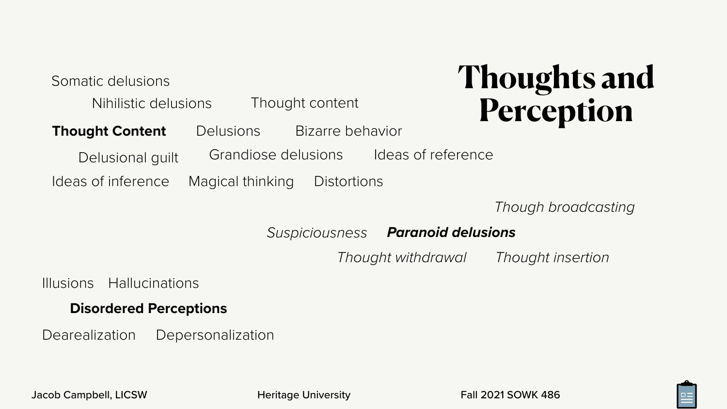# Thoughts and Perception

Somatic delusions

Nihilistic delusions    Thought content

**Thought Content**    Delusions    Bizarre behavior

Delusional guilt    Grandiose delusions    Ideas of reference

Ideas of inference    Magical thinking    Distortions

*Though broadcasting*

*Suspiciousness*    ***Paranoid delusions***

*Thought withdrawal*    *Thought insertion*

Illusions    Hallucinations

**Disordered Perceptions**

Dearealization    Depersonalization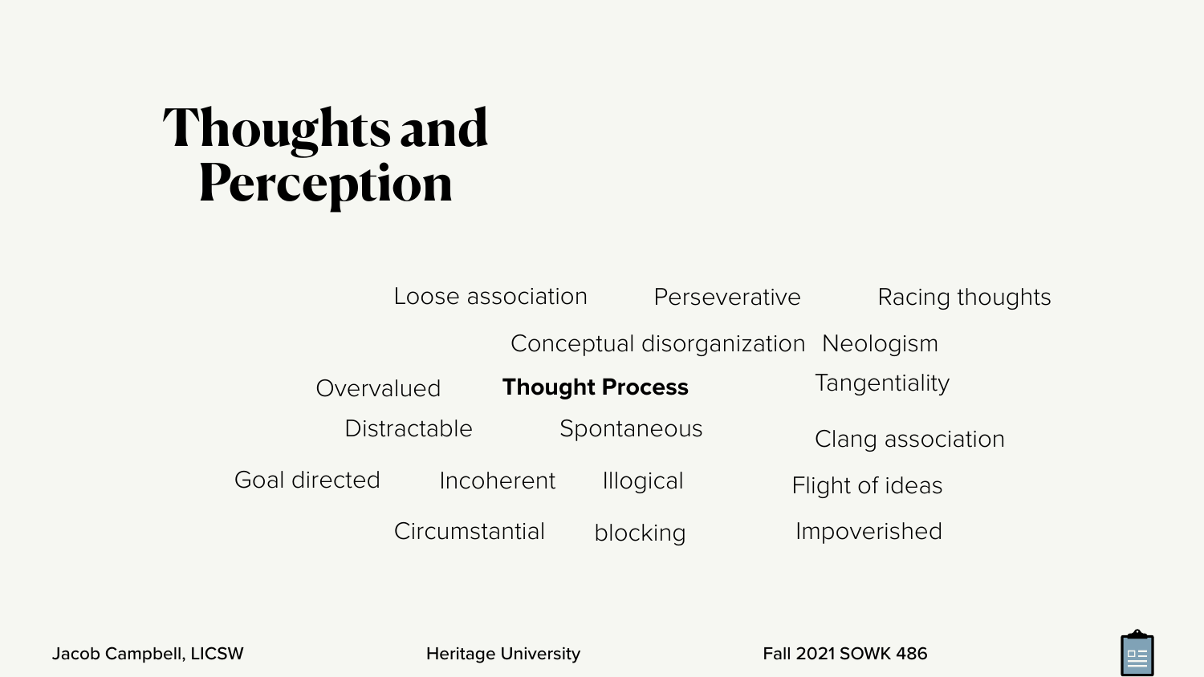# Thoughts and Perception

Loose association

Perseverative

Racing thoughts

Conceptual disorganization

Neologism

Overvalued

**Thought Process**

Tangentiality

Distractable

Spontaneous

Clang association

Goal directed

Incoherent

Illogical

Flight of ideas

Circumstantial

blocking

Impoverished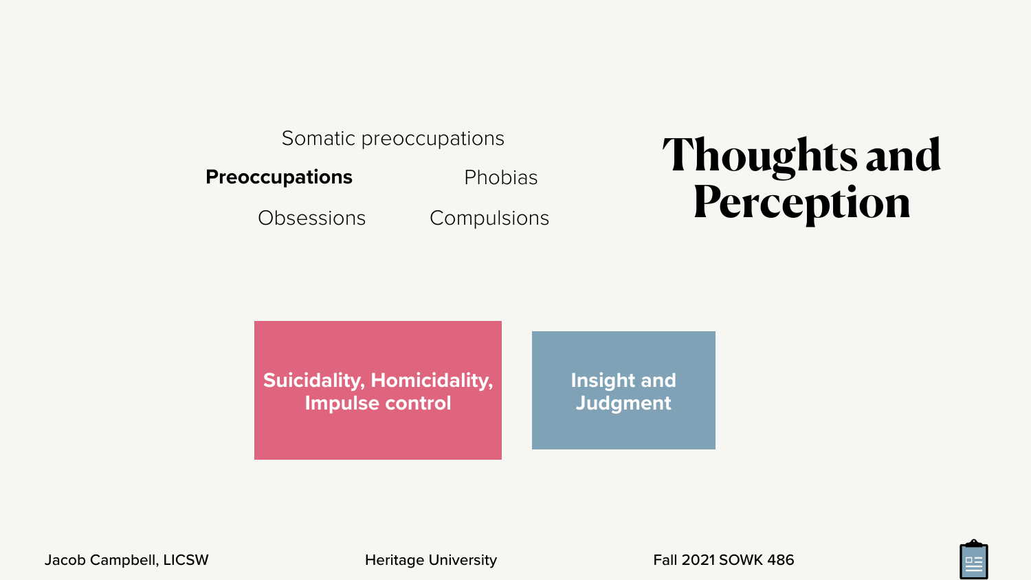# Thoughts and Perception

Somatic preoccupations

**Preoccupations**

Phobias

Obsessions

Compulsions

**Suicidality, Homicidality, Impulse control**

**Insight and Judgment**